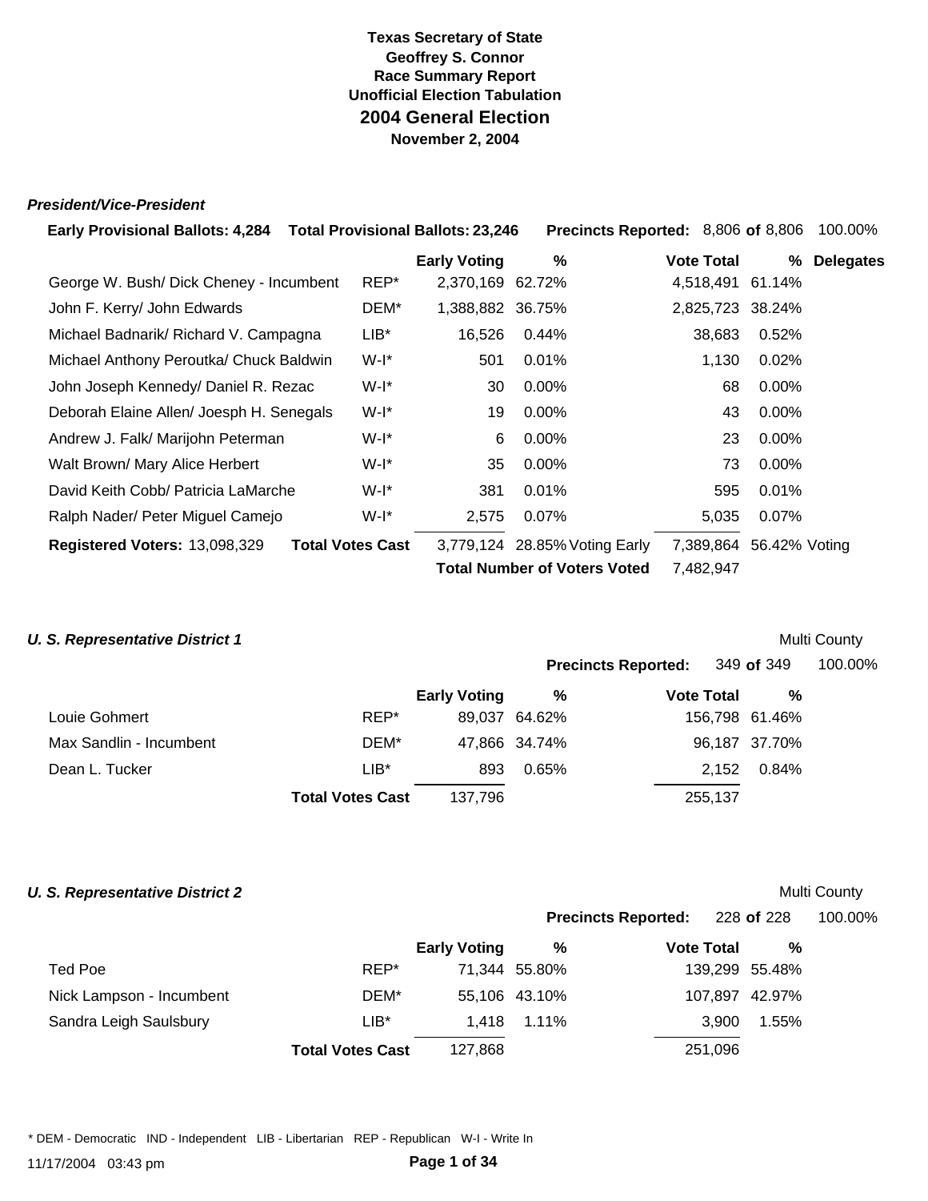**Texas Secretary of State**
**Geoffrey S. Connor**
**Race Summary Report**
**Unofficial Election Tabulation**

# 2004 General Election

**November 2, 2004**

### *President/Vice-President*

**Early Provisional Ballots:** 4,284 **Total Provisional Ballots:** 23,246 **Precincts Reported:** 8,806 **of** 8,806 100.00%

| | | Early Voting | % | Vote Total | % | Delegates |
|---|---|---|---|---|---|---|
| George W. Bush/ Dick Cheney - Incumbent | REP* | 2,370,169 | 62.72% | 4,518,491 | 61.14% | |
| John F. Kerry/ John Edwards | DEM* | 1,388,882 | 36.75% | 2,825,723 | 38.24% | |
| Michael Badnarik/ Richard V. Campagna | LIB* | 16,526 | 0.44% | 38,683 | 0.52% | |
| Michael Anthony Peroutka/ Chuck Baldwin | W-I* | 501 | 0.01% | 1,130 | 0.02% | |
| John Joseph Kennedy/ Daniel R. Rezac | W-I* | 30 | 0.00% | 68 | 0.00% | |
| Deborah Elaine Allen/ Joesph H. Senegals | W-I* | 19 | 0.00% | 43 | 0.00% | |
| Andrew J. Falk/ Marijohn Peterman | W-I* | 6 | 0.00% | 23 | 0.00% | |
| Walt Brown/ Mary Alice Herbert | W-I* | 35 | 0.00% | 73 | 0.00% | |
| David Keith Cobb/ Patricia LaMarche | W-I* | 381 | 0.01% | 595 | 0.01% | |
| Ralph Nader/ Peter Miguel Camejo | W-I* | 2,575 | 0.07% | 5,035 | 0.07% | |
| **Registered Voters:** 13,098,329 | **Total Votes Cast** | 3,779,124 | 28.85% Voting Early | 7,389,864 | 56.42% Voting | |
| | | **Total Number of Voters Voted** | | 7,482,947 | | |

### *U. S. Representative District 1*

Multi County

**Precincts Reported:** 349 **of** 349 100.00%

| | | Early Voting | % | Vote Total | % |
|---|---|---|---|---|---|
| Louie Gohmert | REP* | 89,037 | 64.62% | 156,798 | 61.46% |
| Max Sandlin - Incumbent | DEM* | 47,866 | 34.74% | 96,187 | 37.70% |
| Dean L. Tucker | LIB* | 893 | 0.65% | 2,152 | 0.84% |
| | **Total Votes Cast** | 137,796 | | 255,137 | |

### *U. S. Representative District 2*

Multi County

**Precincts Reported:** 228 **of** 228 100.00%

| | | Early Voting | % | Vote Total | % |
|---|---|---|---|---|---|
| Ted Poe | REP* | 71,344 | 55.80% | 139,299 | 55.48% |
| Nick Lampson - Incumbent | DEM* | 55,106 | 43.10% | 107,897 | 42.97% |
| Sandra Leigh Saulsbury | LIB* | 1,418 | 1.11% | 3,900 | 1.55% |
| | **Total Votes Cast** | 127,868 | | 251,096 | |

\* DEM - Democratic IND - Independent LIB - Libertarian REP - Republican W-I - Write In

11/17/2004 03:43 pm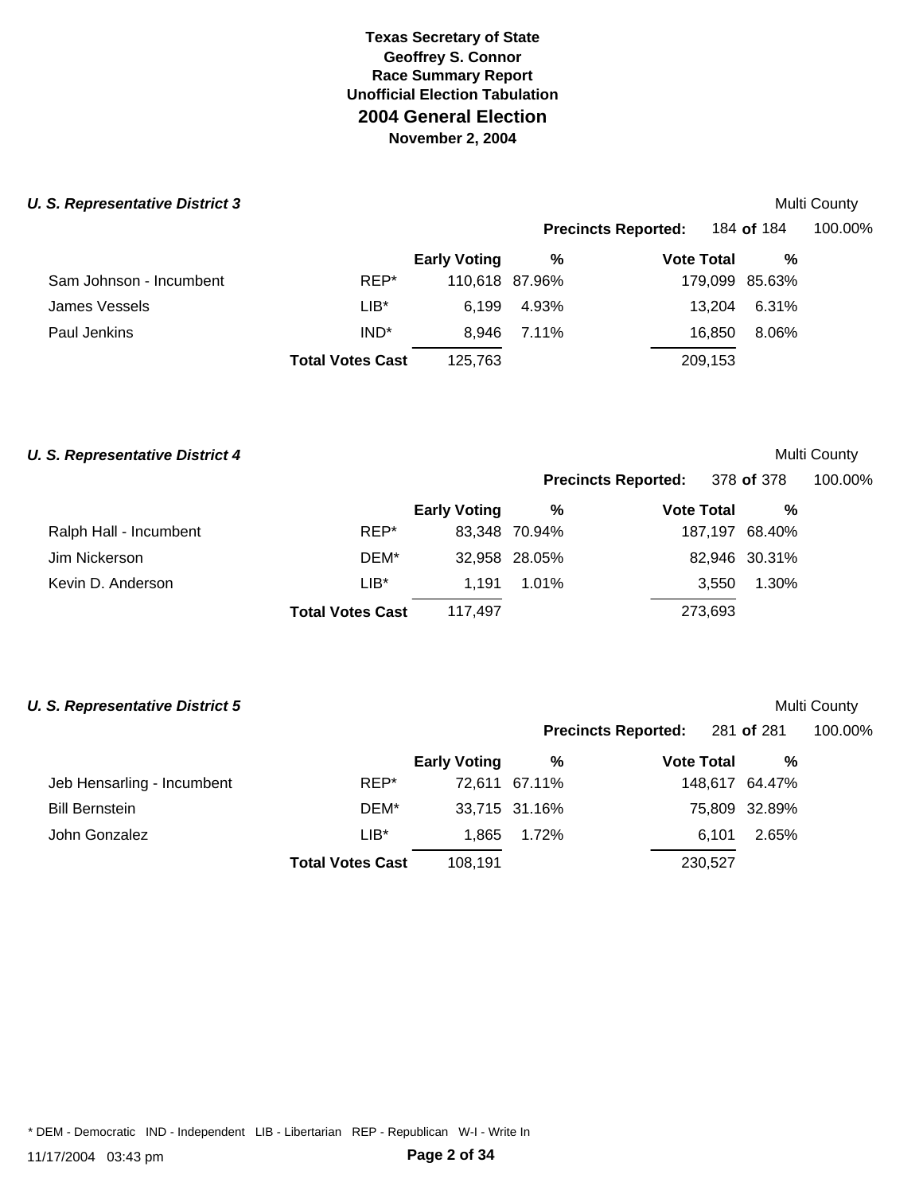# Texas Secretary of State
## Geoffrey S. Connor
### Race Summary Report
### Unofficial Election Tabulation
## 2004 General Election
### November 2, 2004

### *U. S. Representative District 3*

Multi County

**Precincts Reported:** 184 **of** 184 100.00%

| | | Early Voting | % | Vote Total | % |
|---|---|---|---|---|---|
| Sam Johnson - Incumbent | REP* | 110,618 | 87.96% | 179,099 | 85.63% |
| James Vessels | LIB* | 6,199 | 4.93% | 13,204 | 6.31% |
| Paul Jenkins | IND* | 8,946 | 7.11% | 16,850 | 8.06% |
| | **Total Votes Cast** | 125,763 | | 209,153 | |

### *U. S. Representative District 4*

Multi County

**Precincts Reported:** 378 **of** 378 100.00%

| | | Early Voting | % | Vote Total | % |
|---|---|---|---|---|---|
| Ralph Hall - Incumbent | REP* | 83,348 | 70.94% | 187,197 | 68.40% |
| Jim Nickerson | DEM* | 32,958 | 28.05% | 82,946 | 30.31% |
| Kevin D. Anderson | LIB* | 1,191 | 1.01% | 3,550 | 1.30% |
| | **Total Votes Cast** | 117,497 | | 273,693 | |

### *U. S. Representative District 5*

Multi County

**Precincts Reported:** 281 **of** 281 100.00%

| | | Early Voting | % | Vote Total | % |
|---|---|---|---|---|---|
| Jeb Hensarling - Incumbent | REP* | 72,611 | 67.11% | 148,617 | 64.47% |
| Bill Bernstein | DEM* | 33,715 | 31.16% | 75,809 | 32.89% |
| John Gonzalez | LIB* | 1,865 | 1.72% | 6,101 | 2.65% |
| | **Total Votes Cast** | 108,191 | | 230,527 | |

* DEM - Democratic IND - Independent LIB - Libertarian REP - Republican W-I - Write In

11/17/2004 03:43 pm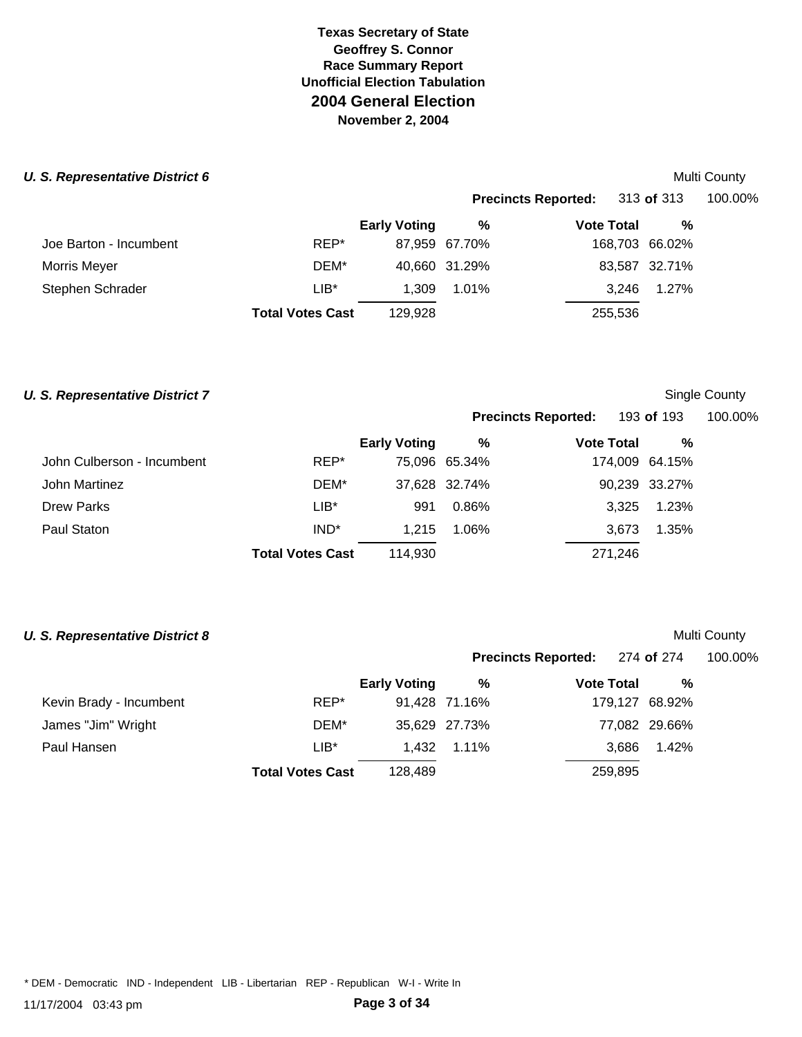**Texas Secretary of State**
**Geoffrey S. Connor**
**Race Summary Report**
**Unofficial Election Tabulation**

# 2004 General Election

**November 2, 2004**

### *U. S. Representative District 6*

Multi County

**Precincts Reported:** 313 **of** 313 100.00%

| | | Early Voting | % | Vote Total | % |
|---|---|---|---|---|---|
| Joe Barton - Incumbent | REP* | 87,959 | 67.70% | 168,703 | 66.02% |
| Morris Meyer | DEM* | 40,660 | 31.29% | 83,587 | 32.71% |
| Stephen Schrader | LIB* | 1,309 | 1.01% | 3,246 | 1.27% |
| | **Total Votes Cast** | 129,928 | | 255,536 | |

### *U. S. Representative District 7*

Single County

**Precincts Reported:** 193 **of** 193 100.00%

| | | Early Voting | % | Vote Total | % |
|---|---|---|---|---|---|
| John Culberson - Incumbent | REP* | 75,096 | 65.34% | 174,009 | 64.15% |
| John Martinez | DEM* | 37,628 | 32.74% | 90,239 | 33.27% |
| Drew Parks | LIB* | 991 | 0.86% | 3,325 | 1.23% |
| Paul Staton | IND* | 1,215 | 1.06% | 3,673 | 1.35% |
| | **Total Votes Cast** | 114,930 | | 271,246 | |

### *U. S. Representative District 8*

Multi County

**Precincts Reported:** 274 **of** 274 100.00%

| | | Early Voting | % | Vote Total | % |
|---|---|---|---|---|---|
| Kevin Brady - Incumbent | REP* | 91,428 | 71.16% | 179,127 | 68.92% |
| James "Jim" Wright | DEM* | 35,629 | 27.73% | 77,082 | 29.66% |
| Paul Hansen | LIB* | 1,432 | 1.11% | 3,686 | 1.42% |
| | **Total Votes Cast** | 128,489 | | 259,895 | |

* DEM - Democratic IND - Independent LIB - Libertarian REP - Republican W-I - Write In

11/17/2004 03:43 pm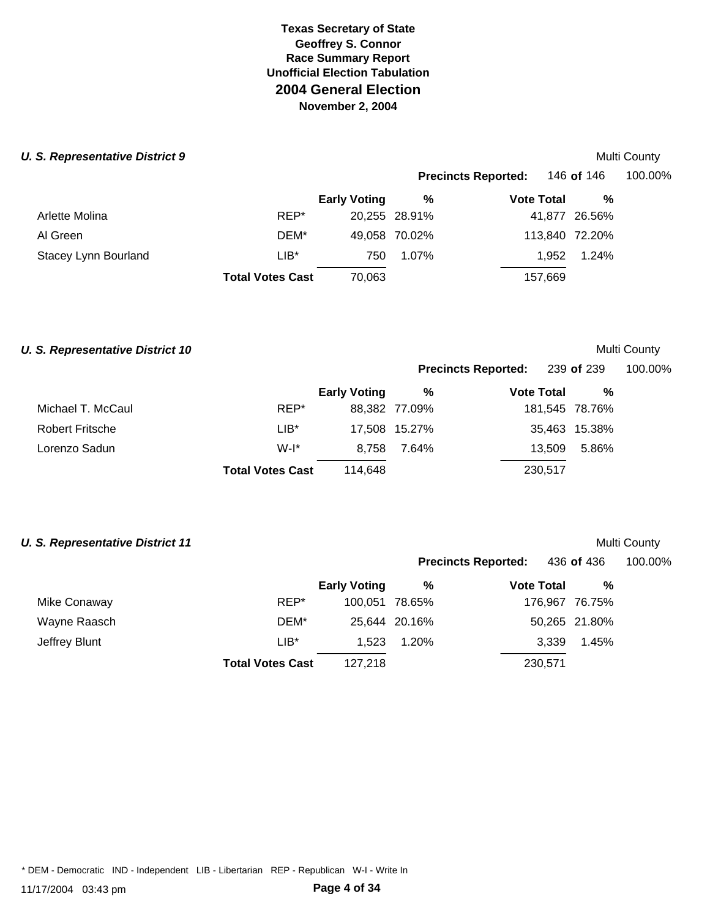**Texas Secretary of State**
**Geoffrey S. Connor**
**Race Summary Report**
**Unofficial Election Tabulation**
## 2004 General Election
**November 2, 2004**

### *U. S. Representative District 9*

Multi County

**Precincts Reported:** 146 **of** 146 100.00%

| | | Early Voting | % | Vote Total | % |
|---|---|---|---|---|---|
| Arlette Molina | REP* | 20,255 | 28.91% | 41,877 | 26.56% |
| Al Green | DEM* | 49,058 | 70.02% | 113,840 | 72.20% |
| Stacey Lynn Bourland | LIB* | 750 | 1.07% | 1,952 | 1.24% |
| | **Total Votes Cast** | 70,063 | | 157,669 | |

### *U. S. Representative District 10*

Multi County

**Precincts Reported:** 239 **of** 239 100.00%

| | | Early Voting | % | Vote Total | % |
|---|---|---|---|---|---|
| Michael T. McCaul | REP* | 88,382 | 77.09% | 181,545 | 78.76% |
| Robert Fritsche | LIB* | 17,508 | 15.27% | 35,463 | 15.38% |
| Lorenzo Sadun | W-I* | 8,758 | 7.64% | 13,509 | 5.86% |
| | **Total Votes Cast** | 114,648 | | 230,517 | |

### *U. S. Representative District 11*

Multi County

**Precincts Reported:** 436 **of** 436 100.00%

| | | Early Voting | % | Vote Total | % |
|---|---|---|---|---|---|
| Mike Conaway | REP* | 100,051 | 78.65% | 176,967 | 76.75% |
| Wayne Raasch | DEM* | 25,644 | 20.16% | 50,265 | 21.80% |
| Jeffrey Blunt | LIB* | 1,523 | 1.20% | 3,339 | 1.45% |
| | **Total Votes Cast** | 127,218 | | 230,571 | |

* DEM - Democratic IND - Independent LIB - Libertarian REP - Republican W-I - Write In

11/17/2004 03:43 pm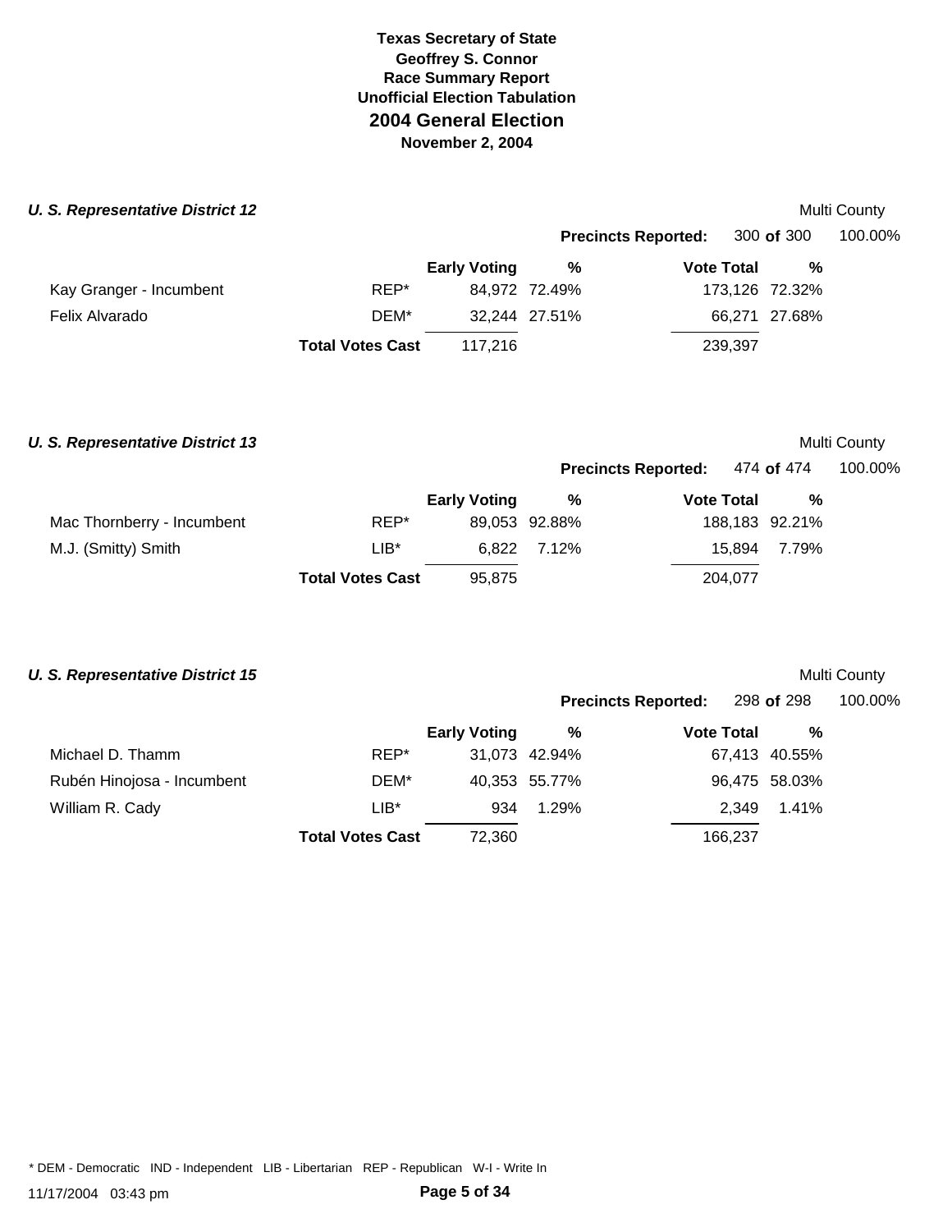**Texas Secretary of State**
**Geoffrey S. Connor**
**Race Summary Report**
**Unofficial Election Tabulation**
## 2004 General Election
**November 2, 2004**

### *U. S. Representative District 12*

Multi County

**Precincts Reported:** 300 **of** 300 100.00%

| | | Early Voting | % | Vote Total | % |
|---|---|---|---|---|---|
| Kay Granger - Incumbent | REP* | 84,972 | 72.49% | 173,126 | 72.32% |
| Felix Alvarado | DEM* | 32,244 | 27.51% | 66,271 | 27.68% |
| | **Total Votes Cast** | 117,216 | | 239,397 | |

### *U. S. Representative District 13*

Multi County

**Precincts Reported:** 474 **of** 474 100.00%

| | | Early Voting | % | Vote Total | % |
|---|---|---|---|---|---|
| Mac Thornberry - Incumbent | REP* | 89,053 | 92.88% | 188,183 | 92.21% |
| M.J. (Smitty) Smith | LIB* | 6,822 | 7.12% | 15,894 | 7.79% |
| | **Total Votes Cast** | 95,875 | | 204,077 | |

### *U. S. Representative District 15*

Multi County

**Precincts Reported:** 298 **of** 298 100.00%

| | | Early Voting | % | Vote Total | % |
|---|---|---|---|---|---|
| Michael D. Thamm | REP* | 31,073 | 42.94% | 67,413 | 40.55% |
| Rubén Hinojosa - Incumbent | DEM* | 40,353 | 55.77% | 96,475 | 58.03% |
| William R. Cady | LIB* | 934 | 1.29% | 2,349 | 1.41% |
| | **Total Votes Cast** | 72,360 | | 166,237 | |

* DEM - Democratic IND - Independent LIB - Libertarian REP - Republican W-I - Write In

11/17/2004 03:43 pm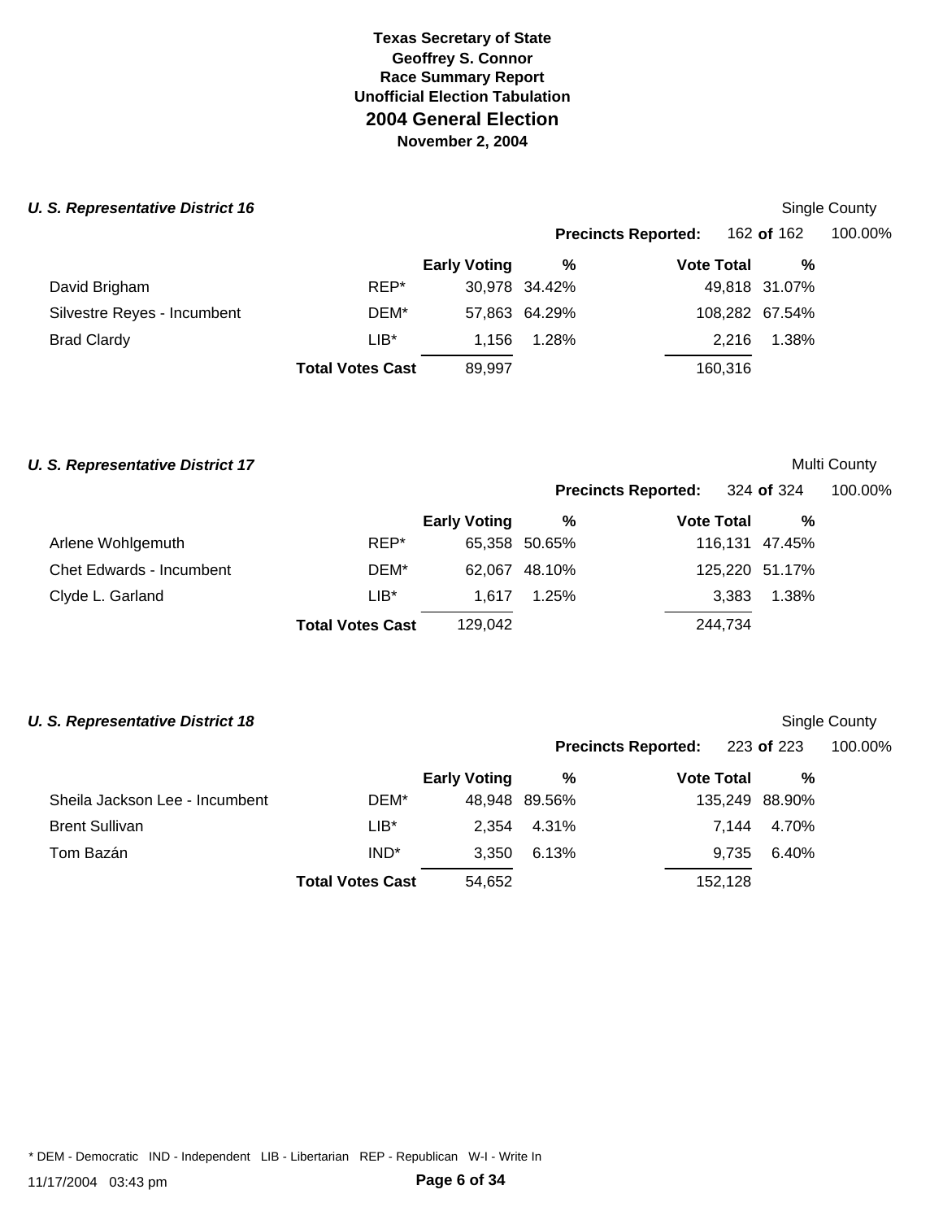**Texas Secretary of State**
**Geoffrey S. Connor**
**Race Summary Report**
**Unofficial Election Tabulation**

# 2004 General Election

**November 2, 2004**

### *U. S. Representative District 16*

Single County

**Precincts Reported:** 162 **of** 162 100.00%

| | | Early Voting | % | Vote Total | % |
|---|---|---|---|---|---|
| David Brigham | REP* | 30,978 | 34.42% | 49,818 | 31.07% |
| Silvestre Reyes - Incumbent | DEM* | 57,863 | 64.29% | 108,282 | 67.54% |
| Brad Clardy | LIB* | 1,156 | 1.28% | 2,216 | 1.38% |
| | **Total Votes Cast** | 89,997 | | 160,316 | |

### *U. S. Representative District 17*

Multi County

**Precincts Reported:** 324 **of** 324 100.00%

| | | Early Voting | % | Vote Total | % |
|---|---|---|---|---|---|
| Arlene Wohlgemuth | REP* | 65,358 | 50.65% | 116,131 | 47.45% |
| Chet Edwards - Incumbent | DEM* | 62,067 | 48.10% | 125,220 | 51.17% |
| Clyde L. Garland | LIB* | 1,617 | 1.25% | 3,383 | 1.38% |
| | **Total Votes Cast** | 129,042 | | 244,734 | |

### *U. S. Representative District 18*

Single County

**Precincts Reported:** 223 **of** 223 100.00%

| | | Early Voting | % | Vote Total | % |
|---|---|---|---|---|---|
| Sheila Jackson Lee - Incumbent | DEM* | 48,948 | 89.56% | 135,249 | 88.90% |
| Brent Sullivan | LIB* | 2,354 | 4.31% | 7,144 | 4.70% |
| Tom Bazán | IND* | 3,350 | 6.13% | 9,735 | 6.40% |
| | **Total Votes Cast** | 54,652 | | 152,128 | |

* DEM - Democratic IND - Independent LIB - Libertarian REP - Republican W-I - Write In

11/17/2004 03:43 pm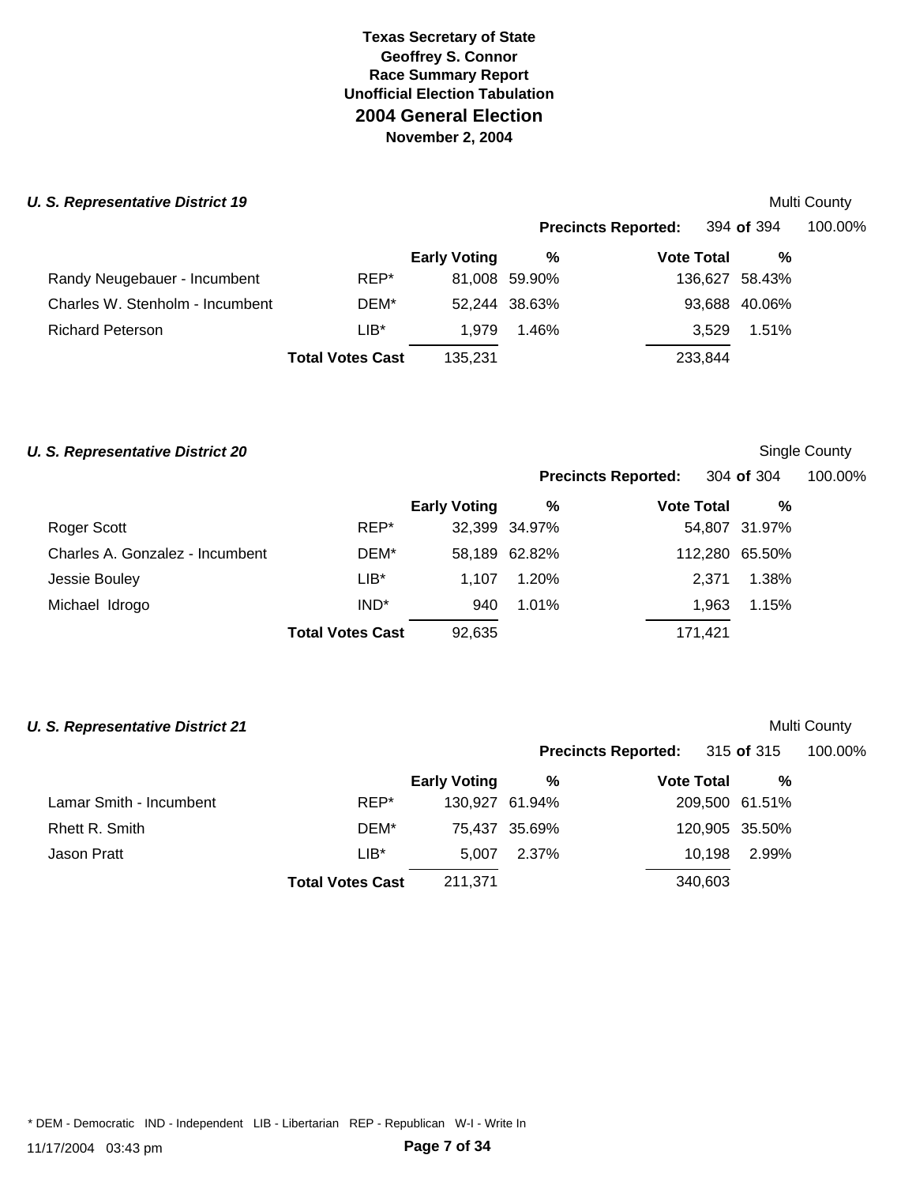**Texas Secretary of State**
**Geoffrey S. Connor**
**Race Summary Report**
**Unofficial Election Tabulation**

# 2004 General Election

**November 2, 2004**

### *U. S. Representative District 19*

Multi County

**Precincts Reported:** 394 **of** 394 100.00%

| Candidate | Party | Early Voting | % | Vote Total | % |
|---|---|---|---|---|---|
| Randy Neugebauer - Incumbent | REP* | 81,008 | 59.90% | 136,627 | 58.43% |
| Charles W. Stenholm - Incumbent | DEM* | 52,244 | 38.63% | 93,688 | 40.06% |
| Richard Peterson | LIB* | 1,979 | 1.46% | 3,529 | 1.51% |
| | **Total Votes Cast** | 135,231 | | 233,844 | |

### *U. S. Representative District 20*

Single County

**Precincts Reported:** 304 **of** 304 100.00%

| Candidate | Party | Early Voting | % | Vote Total | % |
|---|---|---|---|---|---|
| Roger Scott | REP* | 32,399 | 34.97% | 54,807 | 31.97% |
| Charles A. Gonzalez - Incumbent | DEM* | 58,189 | 62.82% | 112,280 | 65.50% |
| Jessie Bouley | LIB* | 1,107 | 1.20% | 2,371 | 1.38% |
| Michael Idrogo | IND* | 940 | 1.01% | 1,963 | 1.15% |
| | **Total Votes Cast** | 92,635 | | 171,421 | |

### *U. S. Representative District 21*

Multi County

**Precincts Reported:** 315 **of** 315 100.00%

| Candidate | Party | Early Voting | % | Vote Total | % |
|---|---|---|---|---|---|
| Lamar Smith - Incumbent | REP* | 130,927 | 61.94% | 209,500 | 61.51% |
| Rhett R. Smith | DEM* | 75,437 | 35.69% | 120,905 | 35.50% |
| Jason Pratt | LIB* | 5,007 | 2.37% | 10,198 | 2.99% |
| | **Total Votes Cast** | 211,371 | | 340,603 | |

* DEM - Democratic IND - Independent LIB - Libertarian REP - Republican W-I - Write In

11/17/2004 03:43 pm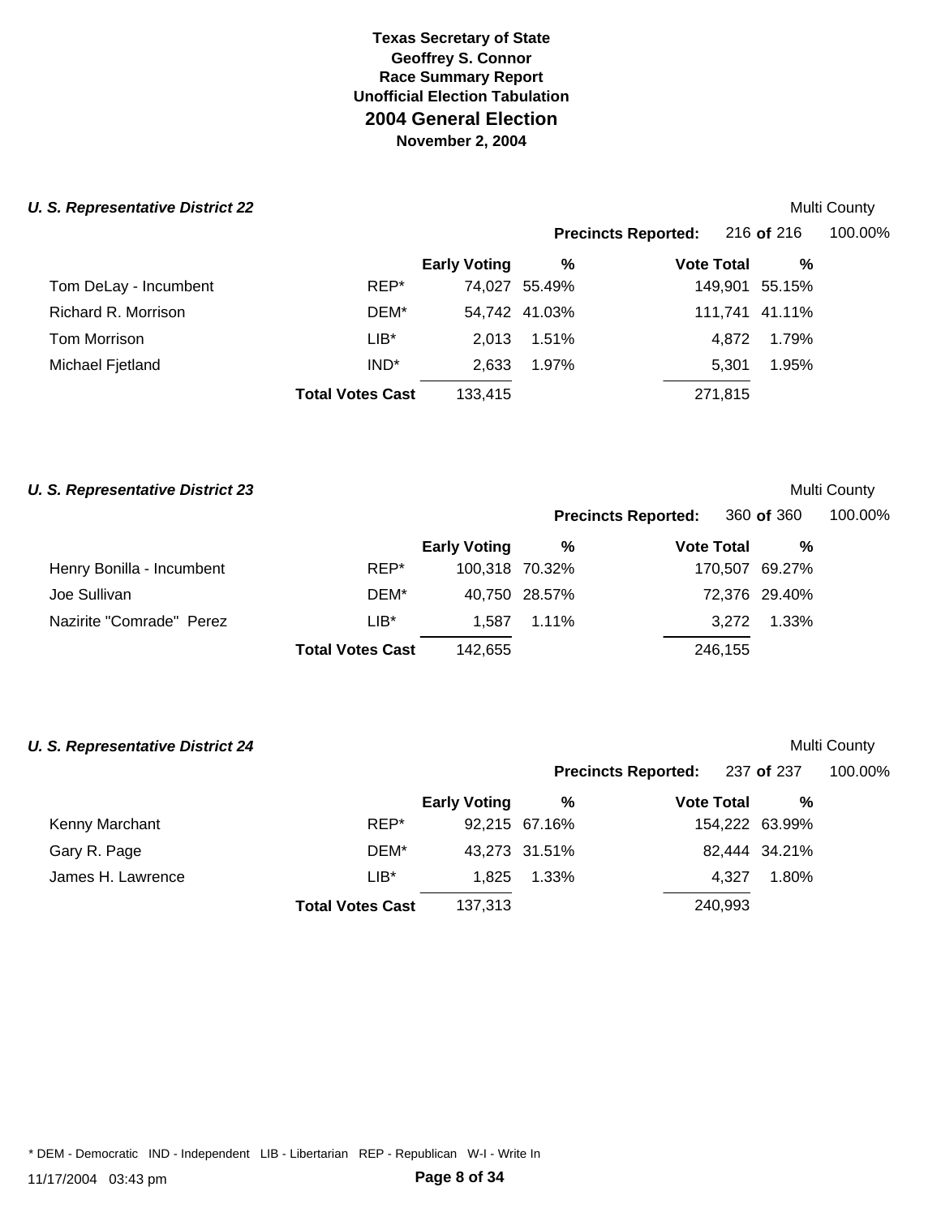**Texas Secretary of State**
**Geoffrey S. Connor**
**Race Summary Report**
**Unofficial Election Tabulation**
## 2004 General Election
**November 2, 2004**

### *U. S. Representative District 22*

Multi County

**Precincts Reported:** 216 **of** 216 100.00%

| | | Early Voting | % | Vote Total | % |
|---|---|---|---|---|---|
| Tom DeLay - Incumbent | REP* | 74,027 | 55.49% | 149,901 | 55.15% |
| Richard R. Morrison | DEM* | 54,742 | 41.03% | 111,741 | 41.11% |
| Tom Morrison | LIB* | 2,013 | 1.51% | 4,872 | 1.79% |
| Michael Fjetland | IND* | 2,633 | 1.97% | 5,301 | 1.95% |
| | **Total Votes Cast** | 133,415 | | 271,815 | |

### *U. S. Representative District 23*

Multi County

**Precincts Reported:** 360 **of** 360 100.00%

| | | Early Voting | % | Vote Total | % |
|---|---|---|---|---|---|
| Henry Bonilla - Incumbent | REP* | 100,318 | 70.32% | 170,507 | 69.27% |
| Joe Sullivan | DEM* | 40,750 | 28.57% | 72,376 | 29.40% |
| Nazirite "Comrade" Perez | LIB* | 1,587 | 1.11% | 3,272 | 1.33% |
| | **Total Votes Cast** | 142,655 | | 246,155 | |

### *U. S. Representative District 24*

Multi County

**Precincts Reported:** 237 **of** 237 100.00%

| | | Early Voting | % | Vote Total | % |
|---|---|---|---|---|---|
| Kenny Marchant | REP* | 92,215 | 67.16% | 154,222 | 63.99% |
| Gary R. Page | DEM* | 43,273 | 31.51% | 82,444 | 34.21% |
| James H. Lawrence | LIB* | 1,825 | 1.33% | 4,327 | 1.80% |
| | **Total Votes Cast** | 137,313 | | 240,993 | |

* DEM - Democratic IND - Independent LIB - Libertarian REP - Republican W-I - Write In

11/17/2004 03:43 pm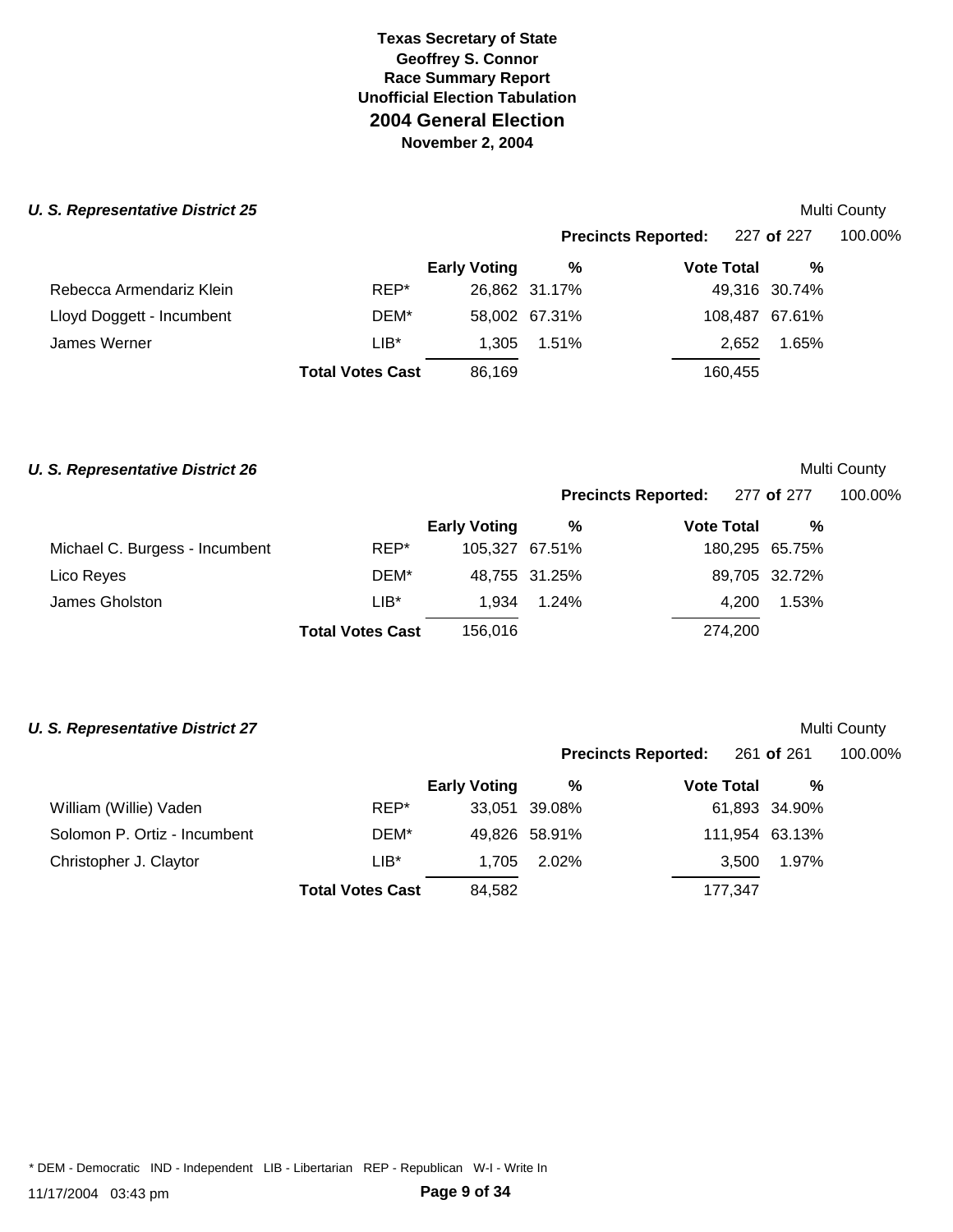**Texas Secretary of State**
**Geoffrey S. Connor**
**Race Summary Report**
**Unofficial Election Tabulation**

# 2004 General Election

**November 2, 2004**

### *U. S. Representative District 25*

Multi County

**Precincts Reported:** 227 **of** 227 100.00%

| | | Early Voting | % | Vote Total | % |
|---|---|---|---|---|---|
| Rebecca Armendariz Klein | REP* | 26,862 | 31.17% | 49,316 | 30.74% |
| Lloyd Doggett - Incumbent | DEM* | 58,002 | 67.31% | 108,487 | 67.61% |
| James Werner | LIB* | 1,305 | 1.51% | 2,652 | 1.65% |
| | **Total Votes Cast** | 86,169 | | 160,455 | |

### *U. S. Representative District 26*

Multi County

**Precincts Reported:** 277 **of** 277 100.00%

| | | Early Voting | % | Vote Total | % |
|---|---|---|---|---|---|
| Michael C. Burgess - Incumbent | REP* | 105,327 | 67.51% | 180,295 | 65.75% |
| Lico Reyes | DEM* | 48,755 | 31.25% | 89,705 | 32.72% |
| James Gholston | LIB* | 1,934 | 1.24% | 4,200 | 1.53% |
| | **Total Votes Cast** | 156,016 | | 274,200 | |

### *U. S. Representative District 27*

Multi County

**Precincts Reported:** 261 **of** 261 100.00%

| | | Early Voting | % | Vote Total | % |
|---|---|---|---|---|---|
| William (Willie) Vaden | REP* | 33,051 | 39.08% | 61,893 | 34.90% |
| Solomon P. Ortiz - Incumbent | DEM* | 49,826 | 58.91% | 111,954 | 63.13% |
| Christopher J. Claytor | LIB* | 1,705 | 2.02% | 3,500 | 1.97% |
| | **Total Votes Cast** | 84,582 | | 177,347 | |

* DEM - Democratic IND - Independent LIB - Libertarian REP - Republican W-I - Write In

11/17/2004 03:43 pm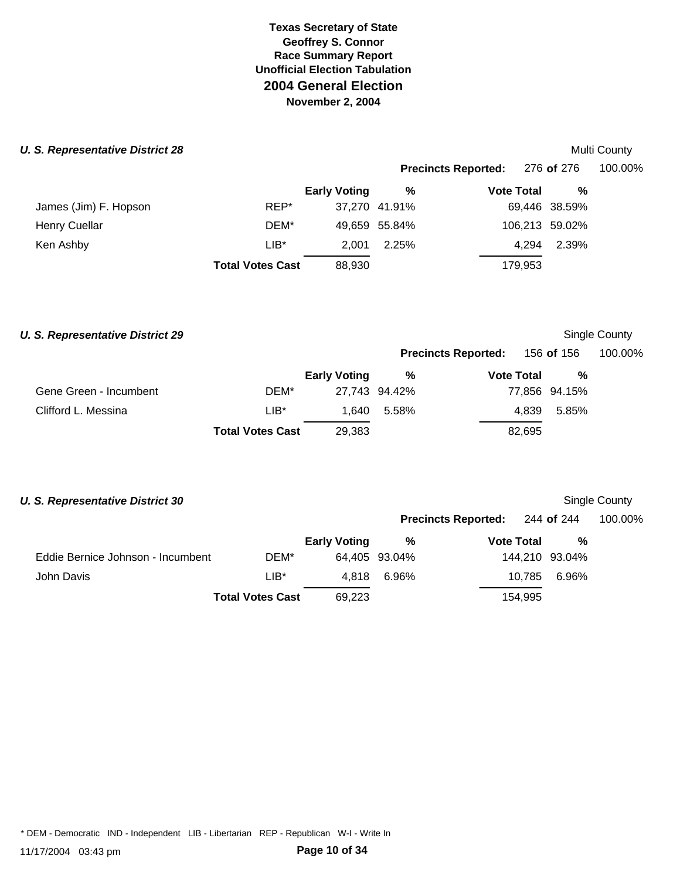**Texas Secretary of State**
**Geoffrey S. Connor**
**Race Summary Report**
**Unofficial Election Tabulation**
## 2004 General Election
**November 2, 2004**

### *U. S. Representative District 28*

Multi County

**Precincts Reported:** 276 **of** 276 100.00%

| | | Early Voting | % | Vote Total | % |
|---|---|---|---|---|---|
| James (Jim) F. Hopson | REP* | 37,270 | 41.91% | 69,446 | 38.59% |
| Henry Cuellar | DEM* | 49,659 | 55.84% | 106,213 | 59.02% |
| Ken Ashby | LIB* | 2,001 | 2.25% | 4,294 | 2.39% |
| | **Total Votes Cast** | 88,930 | | 179,953 | |

### *U. S. Representative District 29*

Single County

**Precincts Reported:** 156 **of** 156 100.00%

| | | Early Voting | % | Vote Total | % |
|---|---|---|---|---|---|
| Gene Green - Incumbent | DEM* | 27,743 | 94.42% | 77,856 | 94.15% |
| Clifford L. Messina | LIB* | 1,640 | 5.58% | 4,839 | 5.85% |
| | **Total Votes Cast** | 29,383 | | 82,695 | |

### *U. S. Representative District 30*

Single County

**Precincts Reported:** 244 **of** 244 100.00%

| | | Early Voting | % | Vote Total | % |
|---|---|---|---|---|---|
| Eddie Bernice Johnson - Incumbent | DEM* | 64,405 | 93.04% | 144,210 | 93.04% |
| John Davis | LIB* | 4,818 | 6.96% | 10,785 | 6.96% |
| | **Total Votes Cast** | 69,223 | | 154,995 | |

* DEM - Democratic IND - Independent LIB - Libertarian REP - Republican W-I - Write In

11/17/2004 03:43 pm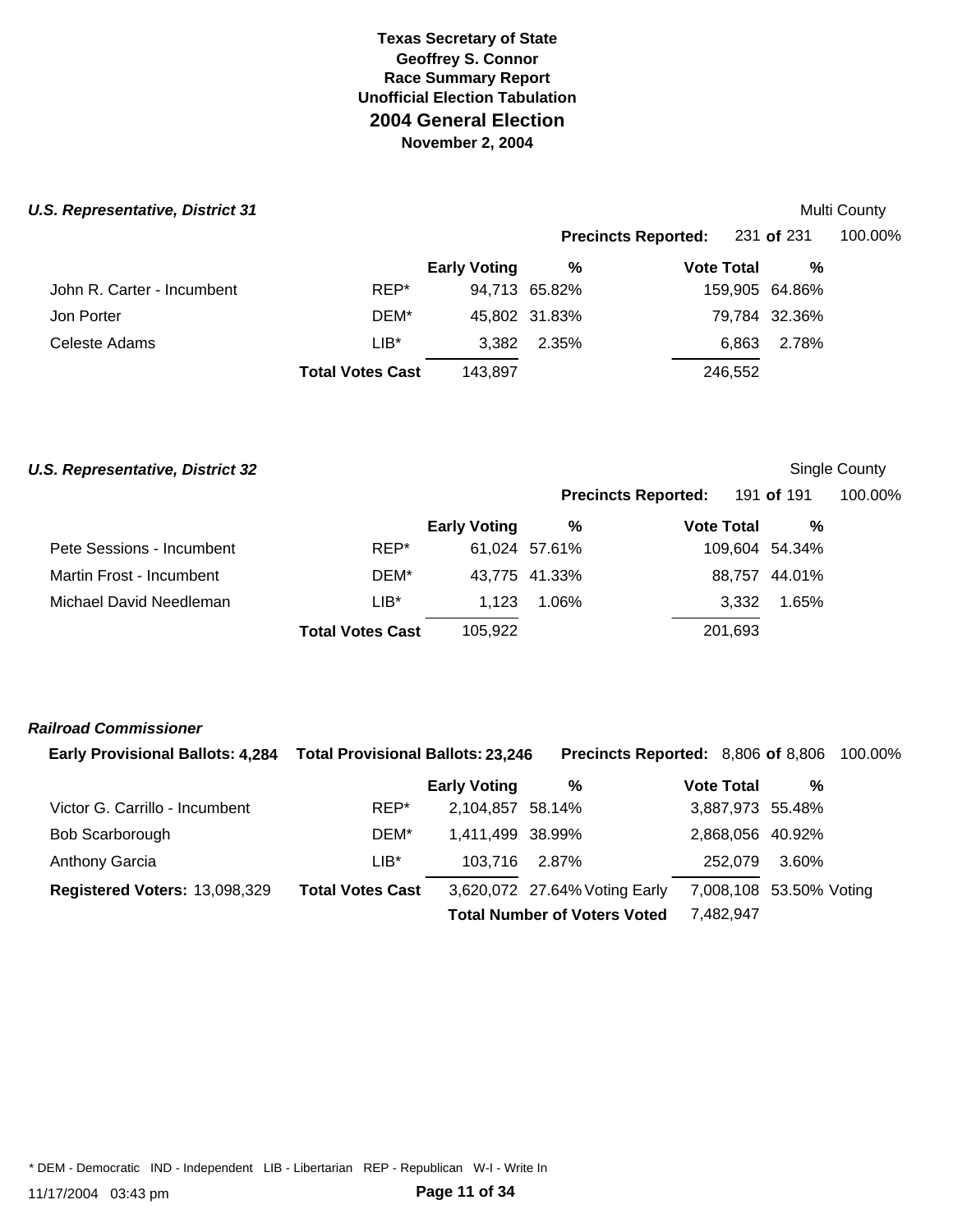**Texas Secretary of State**
**Geoffrey S. Connor**
**Race Summary Report**
**Unofficial Election Tabulation**
## 2004 General Election
**November 2, 2004**

### *U.S. Representative, District 31*

Multi County

**Precincts Reported:** 231 **of** 231 100.00%

| | | Early Voting | % | Vote Total | % |
|---|---|---|---|---|---|
| John R. Carter - Incumbent | REP* | 94,713 | 65.82% | 159,905 | 64.86% |
| Jon Porter | DEM* | 45,802 | 31.83% | 79,784 | 32.36% |
| Celeste Adams | LIB* | 3,382 | 2.35% | 6,863 | 2.78% |
| | **Total Votes Cast** | 143,897 | | 246,552 | |

### *U.S. Representative, District 32*

Single County

**Precincts Reported:** 191 **of** 191 100.00%

| | | Early Voting | % | Vote Total | % |
|---|---|---|---|---|---|
| Pete Sessions - Incumbent | REP* | 61,024 | 57.61% | 109,604 | 54.34% |
| Martin Frost - Incumbent | DEM* | 43,775 | 41.33% | 88,757 | 44.01% |
| Michael David Needleman | LIB* | 1,123 | 1.06% | 3,332 | 1.65% |
| | **Total Votes Cast** | 105,922 | | 201,693 | |

### *Railroad Commissioner*

**Early Provisional Ballots: 4,284** **Total Provisional Ballots: 23,246** **Precincts Reported:** 8,806 **of** 8,806 100.00%

| | | Early Voting | % | Vote Total | % |
|---|---|---|---|---|---|
| Victor G. Carrillo - Incumbent | REP* | 2,104,857 | 58.14% | 3,887,973 | 55.48% |
| Bob Scarborough | DEM* | 1,411,499 | 38.99% | 2,868,056 | 40.92% |
| Anthony Garcia | LIB* | 103,716 | 2.87% | 252,079 | 3.60% |
| **Registered Voters:** 13,098,329 | **Total Votes Cast** | 3,620,072 | 27.64% Voting Early | 7,008,108 | 53.50% Voting |
| | | **Total Number of Voters Voted** | | 7,482,947 | |

\* DEM - Democratic IND - Independent LIB - Libertarian REP - Republican W-I - Write In

11/17/2004 03:43 pm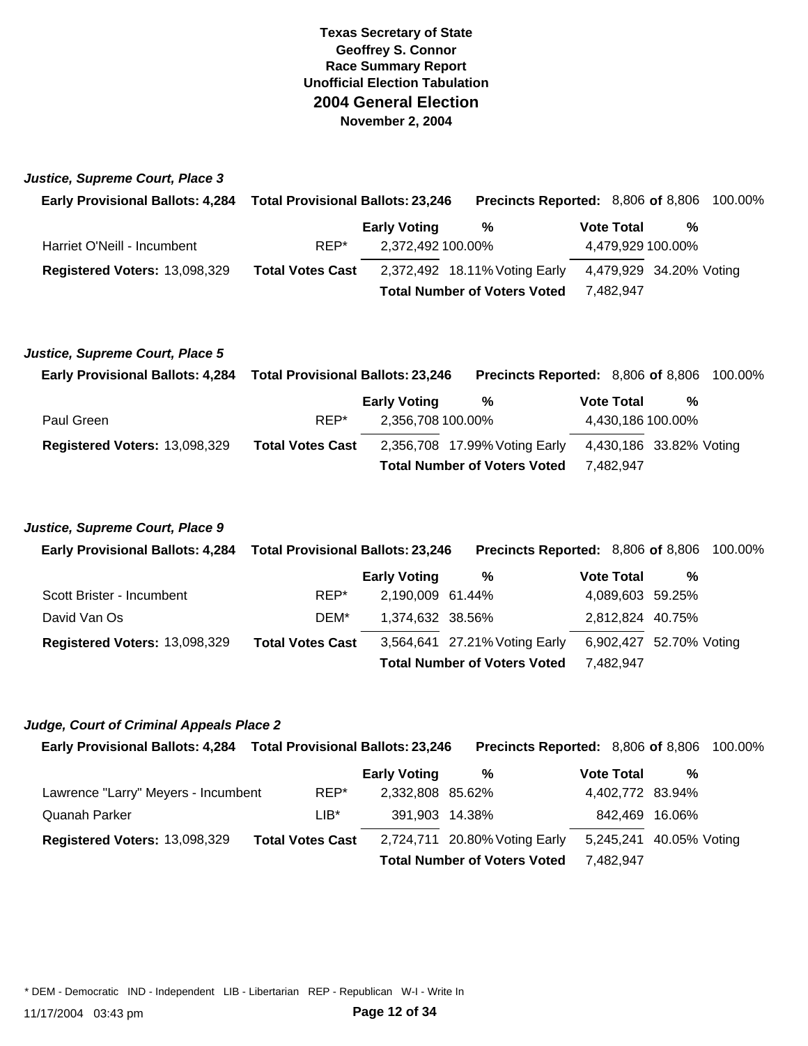# Texas Secretary of State
## Geoffrey S. Connor
### Race Summary Report
### Unofficial Election Tabulation
## 2004 General Election
### November 2, 2004

### *Justice, Supreme Court, Place 3*

**Early Provisional Ballots:** 4,284 **Total Provisional Ballots:** 23,246 **Precincts Reported:** 8,806 **of** 8,806 100.00%

| | | Early Voting | % | Vote Total | % |
|---|---|---|---|---|---|
| Harriet O'Neill - Incumbent | REP* | 2,372,492 | 100.00% | 4,479,929 | 100.00% |
| **Registered Voters:** 13,098,329 | **Total Votes Cast** | 2,372,492 | 18.11% Voting Early | 4,479,929 | 34.20% Voting |
| | | **Total Number of Voters Voted** | | 7,482,947 | |

### *Justice, Supreme Court, Place 5*

**Early Provisional Ballots:** 4,284 **Total Provisional Ballots:** 23,246 **Precincts Reported:** 8,806 **of** 8,806 100.00%

| | | Early Voting | % | Vote Total | % |
|---|---|---|---|---|---|
| Paul Green | REP* | 2,356,708 | 100.00% | 4,430,186 | 100.00% |
| **Registered Voters:** 13,098,329 | **Total Votes Cast** | 2,356,708 | 17.99% Voting Early | 4,430,186 | 33.82% Voting |
| | | **Total Number of Voters Voted** | | 7,482,947 | |

### *Justice, Supreme Court, Place 9*

**Early Provisional Ballots:** 4,284 **Total Provisional Ballots:** 23,246 **Precincts Reported:** 8,806 **of** 8,806 100.00%

| | | Early Voting | % | Vote Total | % |
|---|---|---|---|---|---|
| Scott Brister - Incumbent | REP* | 2,190,009 | 61.44% | 4,089,603 | 59.25% |
| David Van Os | DEM* | 1,374,632 | 38.56% | 2,812,824 | 40.75% |
| **Registered Voters:** 13,098,329 | **Total Votes Cast** | 3,564,641 | 27.21% Voting Early | 6,902,427 | 52.70% Voting |
| | | **Total Number of Voters Voted** | | 7,482,947 | |

### *Judge, Court of Criminal Appeals Place 2*

**Early Provisional Ballots:** 4,284 **Total Provisional Ballots:** 23,246 **Precincts Reported:** 8,806 **of** 8,806 100.00%

| | | Early Voting | % | Vote Total | % |
|---|---|---|---|---|---|
| Lawrence "Larry" Meyers - Incumbent | REP* | 2,332,808 | 85.62% | 4,402,772 | 83.94% |
| Quanah Parker | LIB* | 391,903 | 14.38% | 842,469 | 16.06% |
| **Registered Voters:** 13,098,329 | **Total Votes Cast** | 2,724,711 | 20.80% Voting Early | 5,245,241 | 40.05% Voting |
| | | **Total Number of Voters Voted** | | 7,482,947 | |

* DEM - Democratic IND - Independent LIB - Libertarian REP - Republican W-I - Write In

11/17/2004 03:43 pm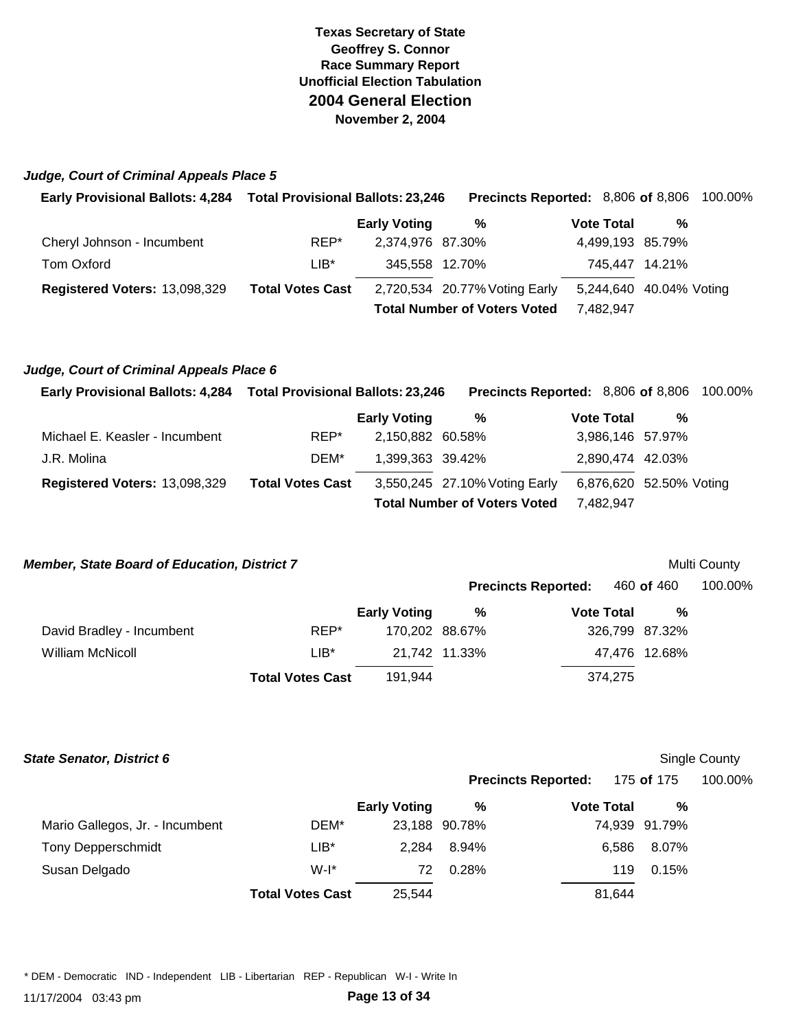Texas Secretary of State
Geoffrey S. Connor
Race Summary Report
Unofficial Election Tabulation

# 2004 General Election

**November 2, 2004**

### *Judge, Court of Criminal Appeals Place 5*

**Early Provisional Ballots:** 4,284 **Total Provisional Ballots:** 23,246 **Precincts Reported:** 8,806 **of** 8,806 100.00%

| | | Early Voting | % | Vote Total | % |
|---|---|---|---|---|---|
| Cheryl Johnson - Incumbent | REP* | 2,374,976 | 87.30% | 4,499,193 | 85.79% |
| Tom Oxford | LIB* | 345,558 | 12.70% | 745,447 | 14.21% |
| **Registered Voters:** 13,098,329 | **Total Votes Cast** | 2,720,534 | 20.77% Voting Early | 5,244,640 | 40.04% Voting |
| | | **Total Number of Voters Voted** | | 7,482,947 | |

### *Judge, Court of Criminal Appeals Place 6*

**Early Provisional Ballots:** 4,284 **Total Provisional Ballots:** 23,246 **Precincts Reported:** 8,806 **of** 8,806 100.00%

| | | Early Voting | % | Vote Total | % |
|---|---|---|---|---|---|
| Michael E. Keasler - Incumbent | REP* | 2,150,882 | 60.58% | 3,986,146 | 57.97% |
| J.R. Molina | DEM* | 1,399,363 | 39.42% | 2,890,474 | 42.03% |
| **Registered Voters:** 13,098,329 | **Total Votes Cast** | 3,550,245 | 27.10% Voting Early | 6,876,620 | 52.50% Voting |
| | | **Total Number of Voters Voted** | | 7,482,947 | |

### *Member, State Board of Education, District 7*

Multi County

**Precincts Reported:** 460 **of** 460 100.00%

| | | Early Voting | % | Vote Total | % |
|---|---|---|---|---|---|
| David Bradley - Incumbent | REP* | 170,202 | 88.67% | 326,799 | 87.32% |
| William McNicoll | LIB* | 21,742 | 11.33% | 47,476 | 12.68% |
| | **Total Votes Cast** | 191,944 | | 374,275 | |

### *State Senator, District 6*

Single County

**Precincts Reported:** 175 **of** 175 100.00%

| | | Early Voting | % | Vote Total | % |
|---|---|---|---|---|---|
| Mario Gallegos, Jr. - Incumbent | DEM* | 23,188 | 90.78% | 74,939 | 91.79% |
| Tony Depperschmidt | LIB* | 2,284 | 8.94% | 6,586 | 8.07% |
| Susan Delgado | W-I* | 72 | 0.28% | 119 | 0.15% |
| | **Total Votes Cast** | 25,544 | | 81,644 | |

* DEM - Democratic IND - Independent LIB - Libertarian REP - Republican W-I - Write In

11/17/2004 03:43 pm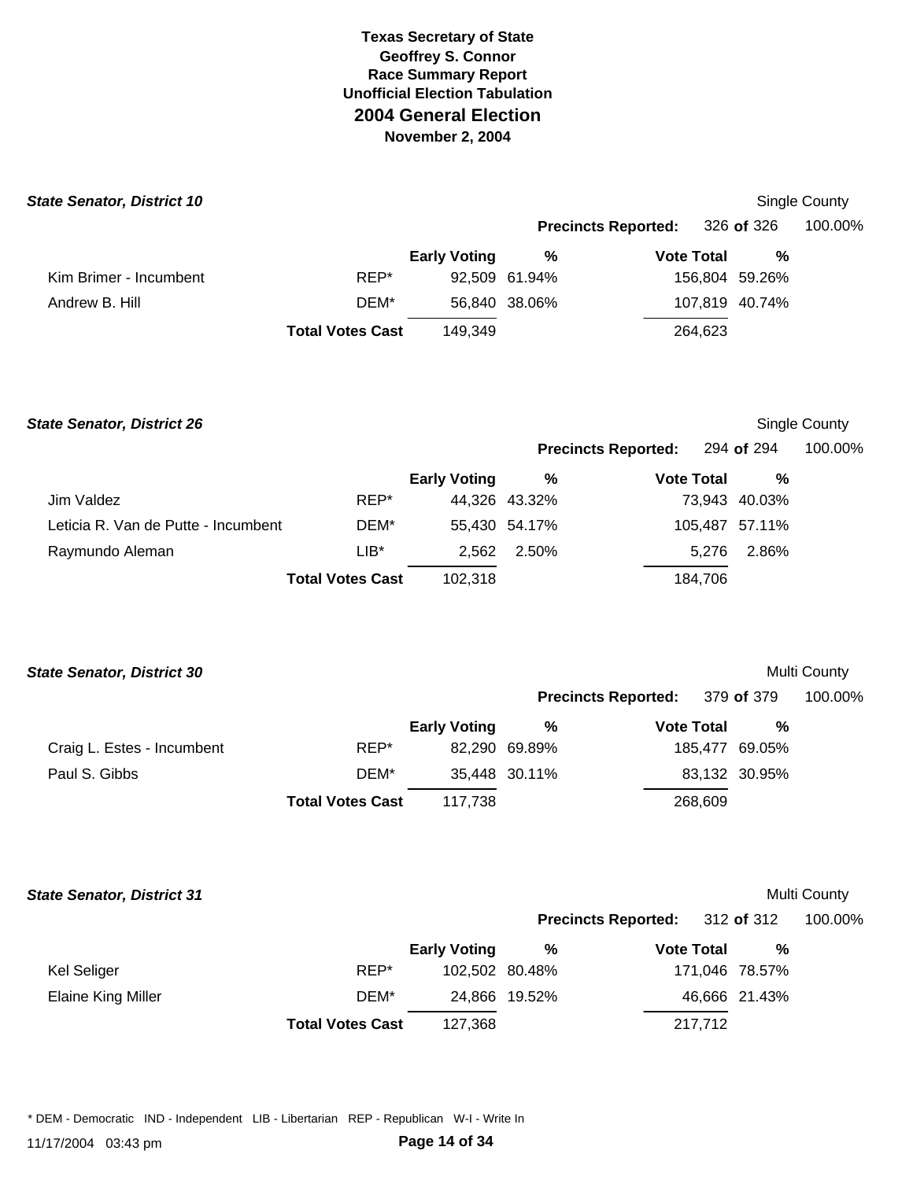# Texas Secretary of State
**Geoffrey S. Connor**
**Race Summary Report**
**Unofficial Election Tabulation**
## 2004 General Election
**November 2, 2004**

### *State Senator, District 10*

Single County

**Precincts Reported:** 326 **of** 326 100.00%

| | | Early Voting | % | Vote Total | % |
|---|---|---|---|---|---|
| Kim Brimer - Incumbent | REP* | 92,509 | 61.94% | 156,804 | 59.26% |
| Andrew B. Hill | DEM* | 56,840 | 38.06% | 107,819 | 40.74% |
| | **Total Votes Cast** | 149,349 | | 264,623 | |

### *State Senator, District 26*

Single County

**Precincts Reported:** 294 **of** 294 100.00%

| | | Early Voting | % | Vote Total | % |
|---|---|---|---|---|---|
| Jim Valdez | REP* | 44,326 | 43.32% | 73,943 | 40.03% |
| Leticia R. Van de Putte - Incumbent | DEM* | 55,430 | 54.17% | 105,487 | 57.11% |
| Raymundo Aleman | LIB* | 2,562 | 2.50% | 5,276 | 2.86% |
| | **Total Votes Cast** | 102,318 | | 184,706 | |

### *State Senator, District 30*

Multi County

**Precincts Reported:** 379 **of** 379 100.00%

| | | Early Voting | % | Vote Total | % |
|---|---|---|---|---|---|
| Craig L. Estes - Incumbent | REP* | 82,290 | 69.89% | 185,477 | 69.05% |
| Paul S. Gibbs | DEM* | 35,448 | 30.11% | 83,132 | 30.95% |
| | **Total Votes Cast** | 117,738 | | 268,609 | |

### *State Senator, District 31*

Multi County

**Precincts Reported:** 312 **of** 312 100.00%

| | | Early Voting | % | Vote Total | % |
|---|---|---|---|---|---|
| Kel Seliger | REP* | 102,502 | 80.48% | 171,046 | 78.57% |
| Elaine King Miller | DEM* | 24,866 | 19.52% | 46,666 | 21.43% |
| | **Total Votes Cast** | 127,368 | | 217,712 | |

* DEM - Democratic IND - Independent LIB - Libertarian REP - Republican W-I - Write In

11/17/2004 03:43 pm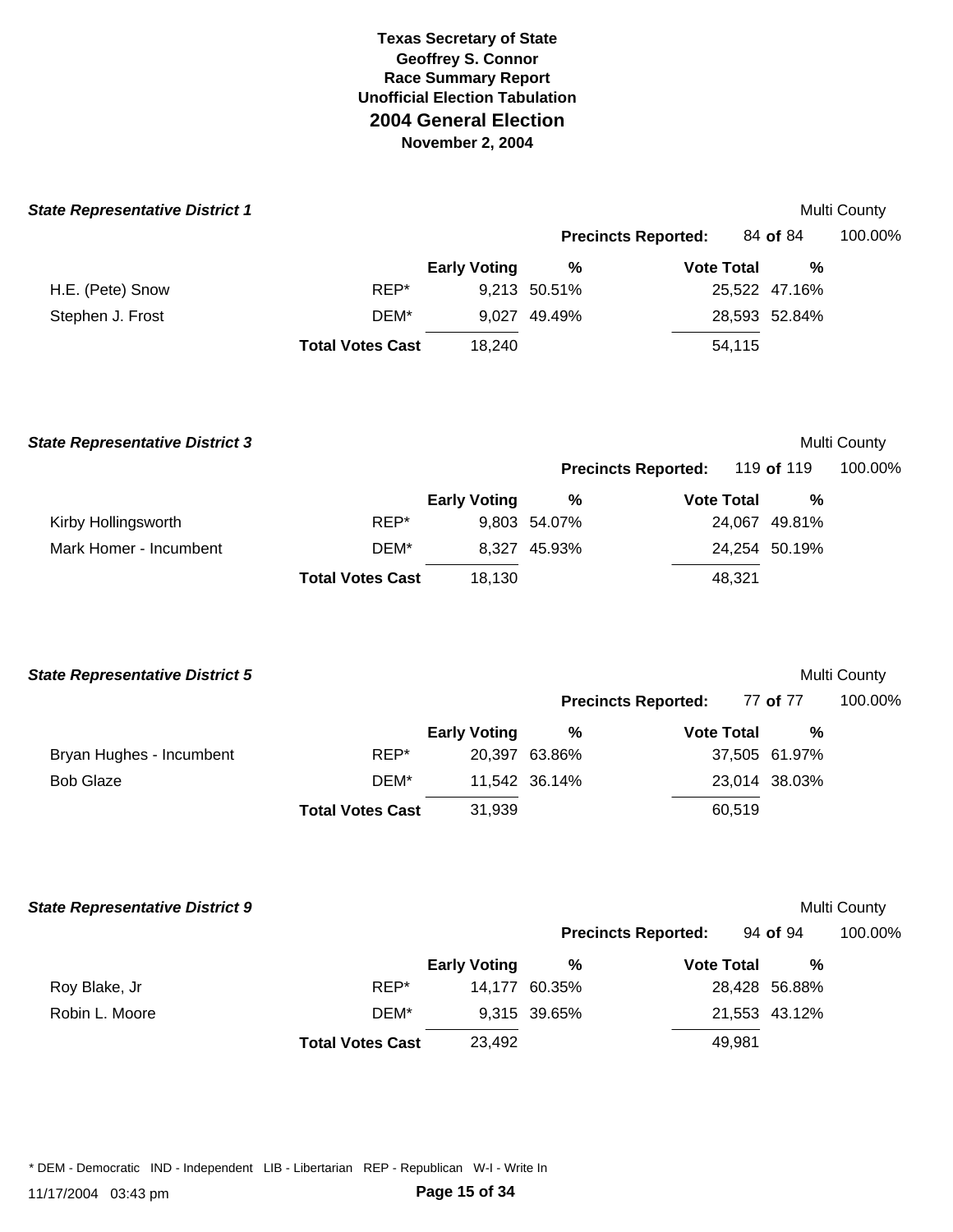# Texas Secretary of State
## Geoffrey S. Connor
## Race Summary Report
## Unofficial Election Tabulation
## 2004 General Election
### November 2, 2004

***State Representative District 1*** — Multi County

**Precincts Reported:** 84 **of** 84 — 100.00%

| | | Early Voting | % | Vote Total | % |
|---|---|---|---|---|---|
| H.E. (Pete) Snow | REP* | 9,213 | 50.51% | 25,522 | 47.16% |
| Stephen J. Frost | DEM* | 9,027 | 49.49% | 28,593 | 52.84% |
| | **Total Votes Cast** | 18,240 | | 54,115 | |

***State Representative District 3*** — Multi County

**Precincts Reported:** 119 **of** 119 — 100.00%

| | | Early Voting | % | Vote Total | % |
|---|---|---|---|---|---|
| Kirby Hollingsworth | REP* | 9,803 | 54.07% | 24,067 | 49.81% |
| Mark Homer - Incumbent | DEM* | 8,327 | 45.93% | 24,254 | 50.19% |
| | **Total Votes Cast** | 18,130 | | 48,321 | |

***State Representative District 5*** — Multi County

**Precincts Reported:** 77 **of** 77 — 100.00%

| | | Early Voting | % | Vote Total | % |
|---|---|---|---|---|---|
| Bryan Hughes - Incumbent | REP* | 20,397 | 63.86% | 37,505 | 61.97% |
| Bob Glaze | DEM* | 11,542 | 36.14% | 23,014 | 38.03% |
| | **Total Votes Cast** | 31,939 | | 60,519 | |

***State Representative District 9*** — Multi County

**Precincts Reported:** 94 **of** 94 — 100.00%

| | | Early Voting | % | Vote Total | % |
|---|---|---|---|---|---|
| Roy Blake, Jr | REP* | 14,177 | 60.35% | 28,428 | 56.88% |
| Robin L. Moore | DEM* | 9,315 | 39.65% | 21,553 | 43.12% |
| | **Total Votes Cast** | 23,492 | | 49,981 | |

* DEM - Democratic IND - Independent LIB - Libertarian REP - Republican W-I - Write In

11/17/2004 03:43 pm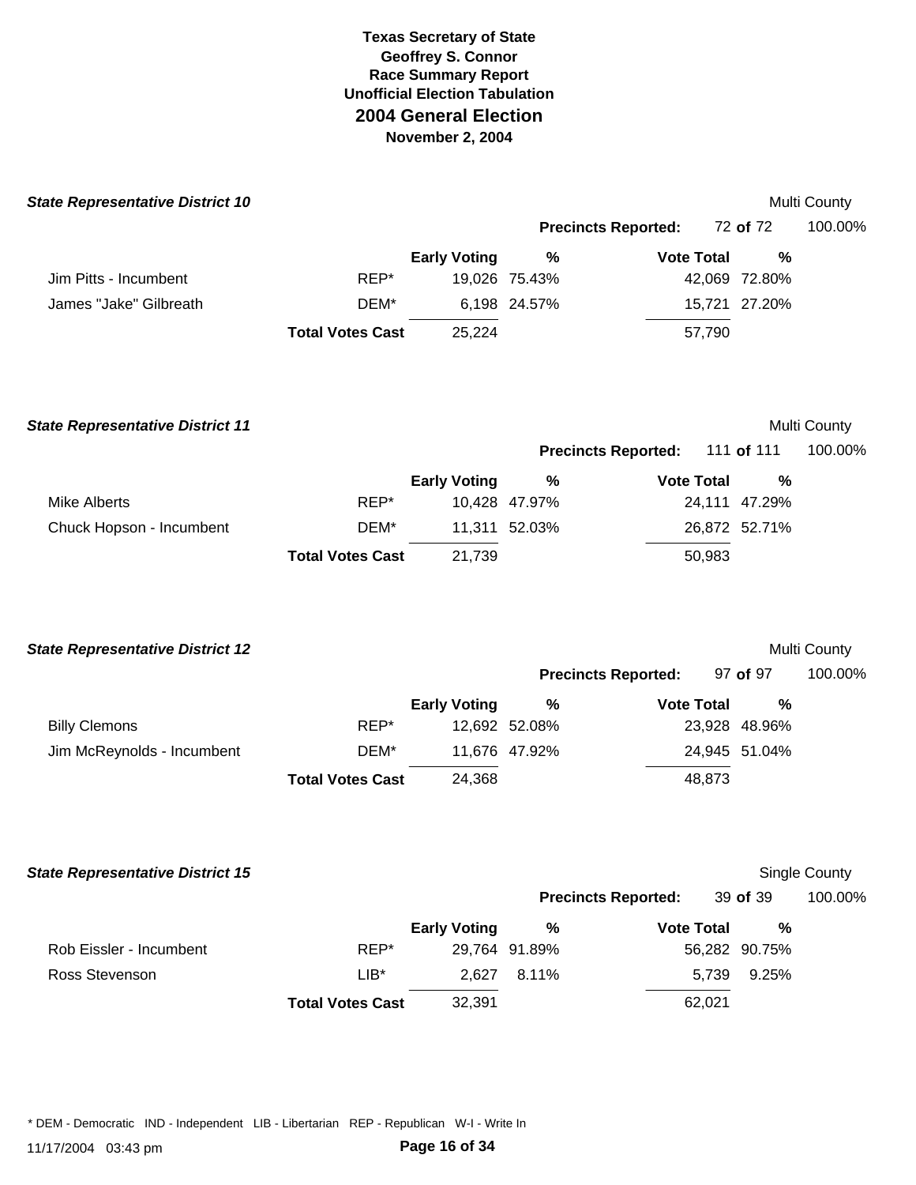**Texas Secretary of State**
**Geoffrey S. Connor**
**Race Summary Report**
**Unofficial Election Tabulation**

# 2004 General Election

**November 2, 2004**

### State Representative District 10

Multi County

**Precincts Reported:** 72 **of** 72 100.00%

| | | Early Voting | % | Vote Total | % |
|---|---|---|---|---|---|
| Jim Pitts - Incumbent | REP* | 19,026 | 75.43% | 42,069 | 72.80% |
| James "Jake" Gilbreath | DEM* | 6,198 | 24.57% | 15,721 | 27.20% |
| | **Total Votes Cast** | 25,224 | | 57,790 | |

### State Representative District 11

Multi County

**Precincts Reported:** 111 **of** 111 100.00%

| | | Early Voting | % | Vote Total | % |
|---|---|---|---|---|---|
| Mike Alberts | REP* | 10,428 | 47.97% | 24,111 | 47.29% |
| Chuck Hopson - Incumbent | DEM* | 11,311 | 52.03% | 26,872 | 52.71% |
| | **Total Votes Cast** | 21,739 | | 50,983 | |

### State Representative District 12

Multi County

**Precincts Reported:** 97 **of** 97 100.00%

| | | Early Voting | % | Vote Total | % |
|---|---|---|---|---|---|
| Billy Clemons | REP* | 12,692 | 52.08% | 23,928 | 48.96% |
| Jim McReynolds - Incumbent | DEM* | 11,676 | 47.92% | 24,945 | 51.04% |
| | **Total Votes Cast** | 24,368 | | 48,873 | |

### State Representative District 15

Single County

**Precincts Reported:** 39 **of** 39 100.00%

| | | Early Voting | % | Vote Total | % |
|---|---|---|---|---|---|
| Rob Eissler - Incumbent | REP* | 29,764 | 91.89% | 56,282 | 90.75% |
| Ross Stevenson | LIB* | 2,627 | 8.11% | 5,739 | 9.25% |
| | **Total Votes Cast** | 32,391 | | 62,021 | |

* DEM - Democratic IND - Independent LIB - Libertarian REP - Republican W-I - Write In

11/17/2004 03:43 pm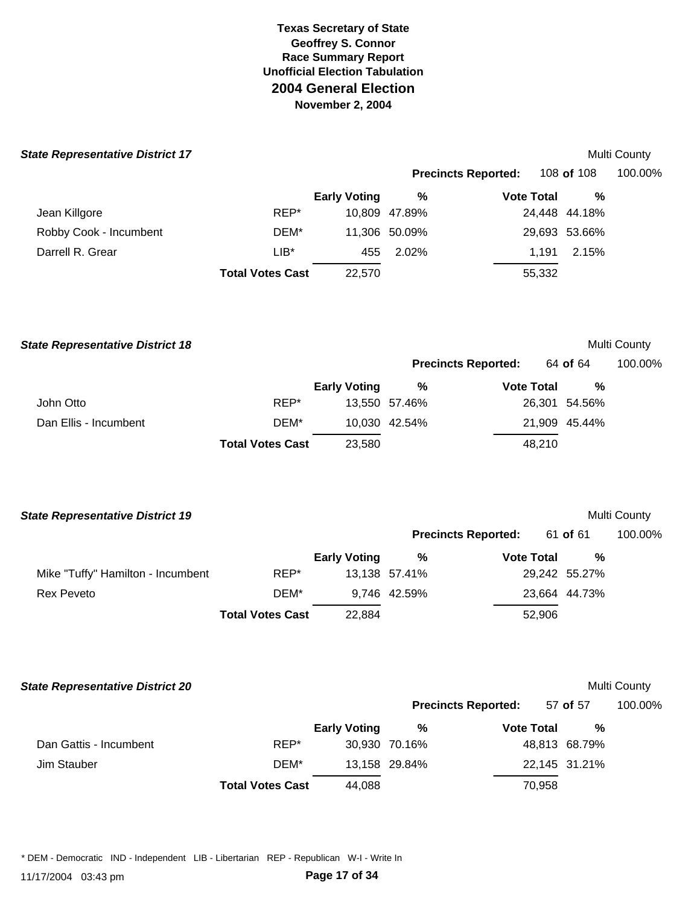# Texas Secretary of State
## Geoffrey S. Connor
### Race Summary Report
### Unofficial Election Tabulation
## 2004 General Election
### November 2, 2004

**State Representative District 17** — Multi County

**Precincts Reported:** 108 **of** 108 — 100.00%

| Candidate | Party | Early Voting | % | Vote Total | % |
|---|---|---|---|---|---|
| Jean Killgore | REP* | 10,809 | 47.89% | 24,448 | 44.18% |
| Robby Cook - Incumbent | DEM* | 11,306 | 50.09% | 29,693 | 53.66% |
| Darrell R. Grear | LIB* | 455 | 2.02% | 1,191 | 2.15% |
| | **Total Votes Cast** | 22,570 | | 55,332 | |

**State Representative District 18** — Multi County

**Precincts Reported:** 64 **of** 64 — 100.00%

| Candidate | Party | Early Voting | % | Vote Total | % |
|---|---|---|---|---|---|
| John Otto | REP* | 13,550 | 57.46% | 26,301 | 54.56% |
| Dan Ellis - Incumbent | DEM* | 10,030 | 42.54% | 21,909 | 45.44% |
| | **Total Votes Cast** | 23,580 | | 48,210 | |

**State Representative District 19** — Multi County

**Precincts Reported:** 61 **of** 61 — 100.00%

| Candidate | Party | Early Voting | % | Vote Total | % |
|---|---|---|---|---|---|
| Mike "Tuffy" Hamilton - Incumbent | REP* | 13,138 | 57.41% | 29,242 | 55.27% |
| Rex Peveto | DEM* | 9,746 | 42.59% | 23,664 | 44.73% |
| | **Total Votes Cast** | 22,884 | | 52,906 | |

**State Representative District 20** — Multi County

**Precincts Reported:** 57 **of** 57 — 100.00%

| Candidate | Party | Early Voting | % | Vote Total | % |
|---|---|---|---|---|---|
| Dan Gattis - Incumbent | REP* | 30,930 | 70.16% | 48,813 | 68.79% |
| Jim Stauber | DEM* | 13,158 | 29.84% | 22,145 | 31.21% |
| | **Total Votes Cast** | 44,088 | | 70,958 | |

* DEM - Democratic IND - Independent LIB - Libertarian REP - Republican W-I - Write In

11/17/2004 03:43 pm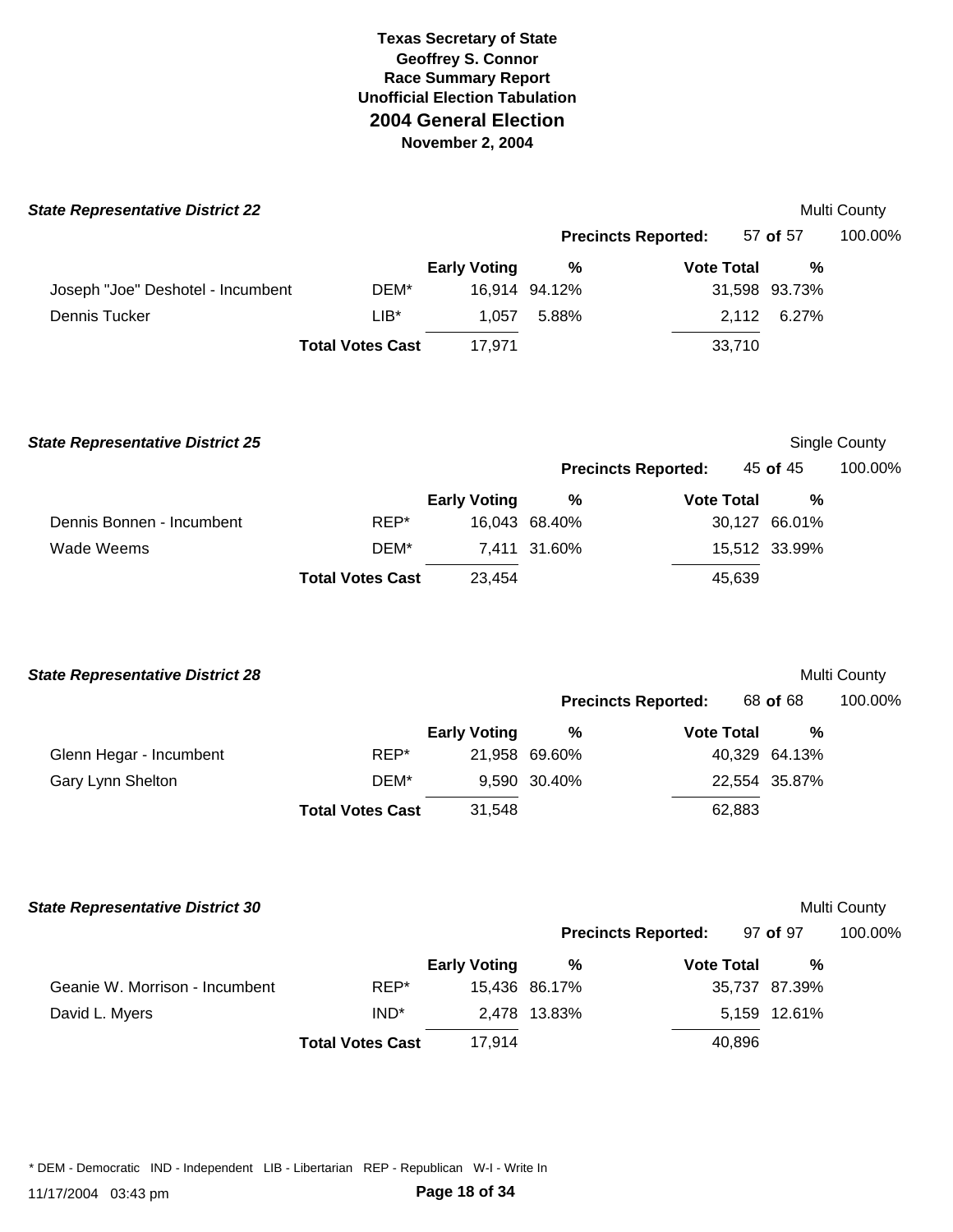# Texas Secretary of State
## Geoffrey S. Connor
## Race Summary Report
## Unofficial Election Tabulation
## 2004 General Election
## November 2, 2004

### *State Representative District 22*

Multi County

**Precincts Reported:** 57 **of** 57 100.00%

| Candidate | Party | Early Voting | % | Vote Total | % |
|---|---|---|---|---|---|
| Joseph "Joe" Deshotel - Incumbent | DEM* | 16,914 | 94.12% | 31,598 | 93.73% |
| Dennis Tucker | LIB* | 1,057 | 5.88% | 2,112 | 6.27% |
| | **Total Votes Cast** | 17,971 | | 33,710 | |

### *State Representative District 25*

Single County

**Precincts Reported:** 45 **of** 45 100.00%

| Candidate | Party | Early Voting | % | Vote Total | % |
|---|---|---|---|---|---|
| Dennis Bonnen - Incumbent | REP* | 16,043 | 68.40% | 30,127 | 66.01% |
| Wade Weems | DEM* | 7,411 | 31.60% | 15,512 | 33.99% |
| | **Total Votes Cast** | 23,454 | | 45,639 | |

### *State Representative District 28*

Multi County

**Precincts Reported:** 68 **of** 68 100.00%

| Candidate | Party | Early Voting | % | Vote Total | % |
|---|---|---|---|---|---|
| Glenn Hegar - Incumbent | REP* | 21,958 | 69.60% | 40,329 | 64.13% |
| Gary Lynn Shelton | DEM* | 9,590 | 30.40% | 22,554 | 35.87% |
| | **Total Votes Cast** | 31,548 | | 62,883 | |

### *State Representative District 30*

Multi County

**Precincts Reported:** 97 **of** 97 100.00%

| Candidate | Party | Early Voting | % | Vote Total | % |
|---|---|---|---|---|---|
| Geanie W. Morrison - Incumbent | REP* | 15,436 | 86.17% | 35,737 | 87.39% |
| David L. Myers | IND* | 2,478 | 13.83% | 5,159 | 12.61% |
| | **Total Votes Cast** | 17,914 | | 40,896 | |

* DEM - Democratic IND - Independent LIB - Libertarian REP - Republican W-I - Write In

11/17/2004 03:43 pm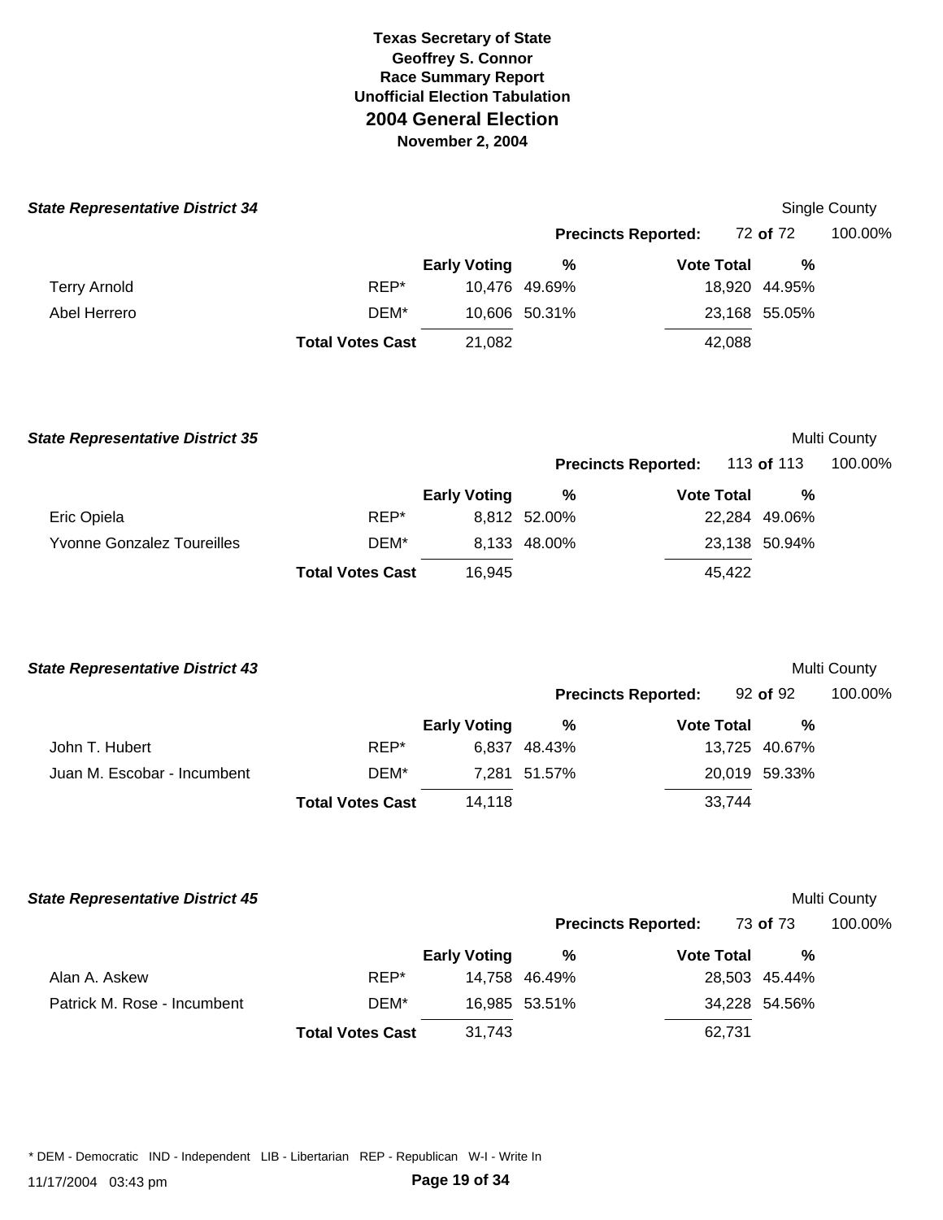**Texas Secretary of State**
**Geoffrey S. Connor**
**Race Summary Report**
**Unofficial Election Tabulation**
## 2004 General Election
**November 2, 2004**

### *State Representative District 34*

Single County

**Precincts Reported:** 72 **of** 72 100.00%

| | | Early Voting | % | Vote Total | % |
|---|---|---|---|---|---|
| Terry Arnold | REP* | 10,476 | 49.69% | 18,920 | 44.95% |
| Abel Herrero | DEM* | 10,606 | 50.31% | 23,168 | 55.05% |
| | **Total Votes Cast** | 21,082 | | 42,088 | |

### *State Representative District 35*

Multi County

**Precincts Reported:** 113 **of** 113 100.00%

| | | Early Voting | % | Vote Total | % |
|---|---|---|---|---|---|
| Eric Opiela | REP* | 8,812 | 52.00% | 22,284 | 49.06% |
| Yvonne Gonzalez Toureilles | DEM* | 8,133 | 48.00% | 23,138 | 50.94% |
| | **Total Votes Cast** | 16,945 | | 45,422 | |

### *State Representative District 43*

Multi County

**Precincts Reported:** 92 **of** 92 100.00%

| | | Early Voting | % | Vote Total | % |
|---|---|---|---|---|---|
| John T. Hubert | REP* | 6,837 | 48.43% | 13,725 | 40.67% |
| Juan M. Escobar - Incumbent | DEM* | 7,281 | 51.57% | 20,019 | 59.33% |
| | **Total Votes Cast** | 14,118 | | 33,744 | |

### *State Representative District 45*

Multi County

**Precincts Reported:** 73 **of** 73 100.00%

| | | Early Voting | % | Vote Total | % |
|---|---|---|---|---|---|
| Alan A. Askew | REP* | 14,758 | 46.49% | 28,503 | 45.44% |
| Patrick M. Rose - Incumbent | DEM* | 16,985 | 53.51% | 34,228 | 54.56% |
| | **Total Votes Cast** | 31,743 | | 62,731 | |

* DEM - Democratic IND - Independent LIB - Libertarian REP - Republican W-I - Write In

11/17/2004 03:43 pm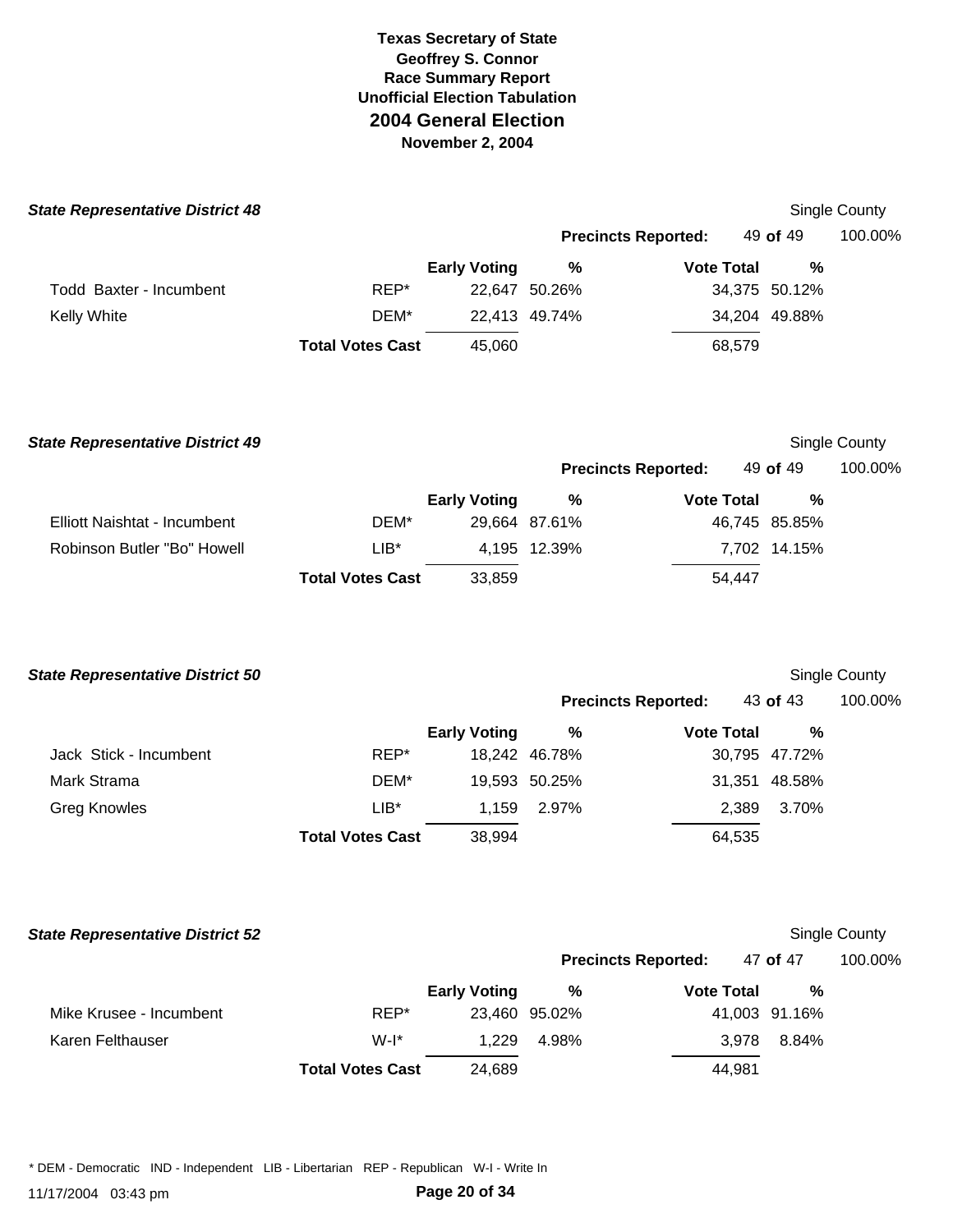# Texas Secretary of State
## Geoffrey S. Connor
### Race Summary Report
### Unofficial Election Tabulation
## 2004 General Election
### November 2, 2004

### State Representative District 48

Single County

Precincts Reported: 49 of 49 — 100.00%

| Candidate | Party | Early Voting | % | Vote Total | % |
|---|---|---|---|---|---|
| Todd Baxter - Incumbent | REP* | 22,647 | 50.26% | 34,375 | 50.12% |
| Kelly White | DEM* | 22,413 | 49.74% | 34,204 | 49.88% |
| | **Total Votes Cast** | 45,060 | | 68,579 | |

### State Representative District 49

Single County

Precincts Reported: 49 of 49 — 100.00%

| Candidate | Party | Early Voting | % | Vote Total | % |
|---|---|---|---|---|---|
| Elliott Naishtat - Incumbent | DEM* | 29,664 | 87.61% | 46,745 | 85.85% |
| Robinson Butler "Bo" Howell | LIB* | 4,195 | 12.39% | 7,702 | 14.15% |
| | **Total Votes Cast** | 33,859 | | 54,447 | |

### State Representative District 50

Single County

Precincts Reported: 43 of 43 — 100.00%

| Candidate | Party | Early Voting | % | Vote Total | % |
|---|---|---|---|---|---|
| Jack Stick - Incumbent | REP* | 18,242 | 46.78% | 30,795 | 47.72% |
| Mark Strama | DEM* | 19,593 | 50.25% | 31,351 | 48.58% |
| Greg Knowles | LIB* | 1,159 | 2.97% | 2,389 | 3.70% |
| | **Total Votes Cast** | 38,994 | | 64,535 | |

### State Representative District 52

Single County

Precincts Reported: 47 of 47 — 100.00%

| Candidate | Party | Early Voting | % | Vote Total | % |
|---|---|---|---|---|---|
| Mike Krusee - Incumbent | REP* | 23,460 | 95.02% | 41,003 | 91.16% |
| Karen Felthauser | W-I* | 1,229 | 4.98% | 3,978 | 8.84% |
| | **Total Votes Cast** | 24,689 | | 44,981 | |

* DEM - Democratic IND - Independent LIB - Libertarian REP - Republican W-I - Write In

11/17/2004 03:43 pm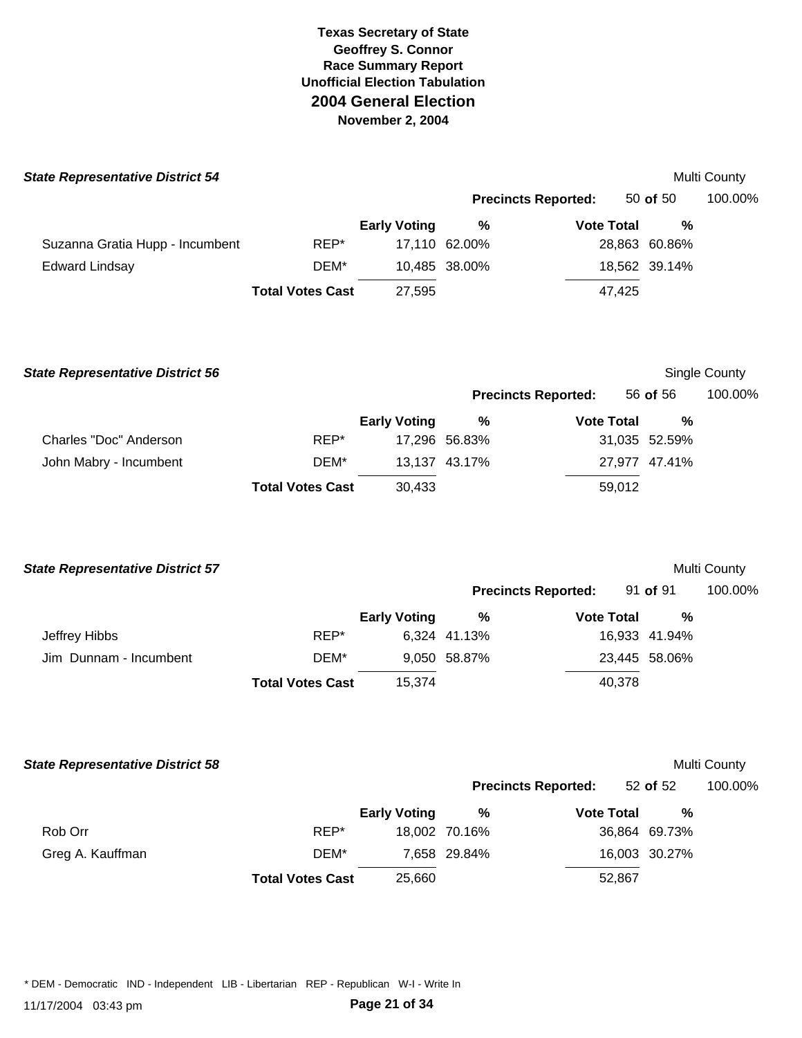**Texas Secretary of State**
**Geoffrey S. Connor**
**Race Summary Report**
**Unofficial Election Tabulation**

# 2004 General Election

**November 2, 2004**

### *State Representative District 54*

Multi County

**Precincts Reported:** 50 **of** 50 100.00%

| | | Early Voting | % | Vote Total | % |
|---|---|---|---|---|---|
| Suzanna Gratia Hupp - Incumbent | REP* | 17,110 | 62.00% | 28,863 | 60.86% |
| Edward Lindsay | DEM* | 10,485 | 38.00% | 18,562 | 39.14% |
| | **Total Votes Cast** | 27,595 | | 47,425 | |

### *State Representative District 56*

Single County

**Precincts Reported:** 56 **of** 56 100.00%

| | | Early Voting | % | Vote Total | % |
|---|---|---|---|---|---|
| Charles "Doc" Anderson | REP* | 17,296 | 56.83% | 31,035 | 52.59% |
| John Mabry - Incumbent | DEM* | 13,137 | 43.17% | 27,977 | 47.41% |
| | **Total Votes Cast** | 30,433 | | 59,012 | |

### *State Representative District 57*

Multi County

**Precincts Reported:** 91 **of** 91 100.00%

| | | Early Voting | % | Vote Total | % |
|---|---|---|---|---|---|
| Jeffrey Hibbs | REP* | 6,324 | 41.13% | 16,933 | 41.94% |
| Jim Dunnam - Incumbent | DEM* | 9,050 | 58.87% | 23,445 | 58.06% |
| | **Total Votes Cast** | 15,374 | | 40,378 | |

### *State Representative District 58*

Multi County

**Precincts Reported:** 52 **of** 52 100.00%

| | | Early Voting | % | Vote Total | % |
|---|---|---|---|---|---|
| Rob Orr | REP* | 18,002 | 70.16% | 36,864 | 69.73% |
| Greg A. Kauffman | DEM* | 7,658 | 29.84% | 16,003 | 30.27% |
| | **Total Votes Cast** | 25,660 | | 52,867 | |

* DEM - Democratic IND - Independent LIB - Libertarian REP - Republican W-I - Write In

11/17/2004 03:43 pm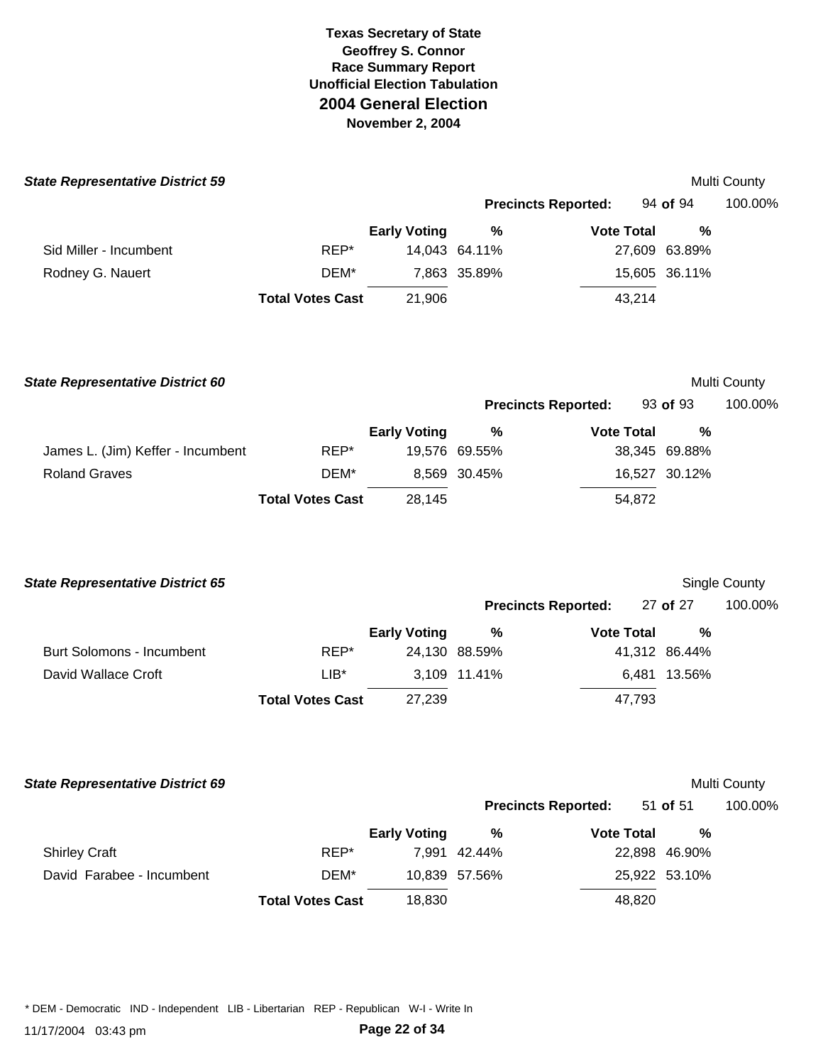# Texas Secretary of State
## Geoffrey S. Connor
### Race Summary Report
### Unofficial Election Tabulation
## 2004 General Election
### November 2, 2004

***State Representative District 59*** — Multi County

**Precincts Reported:** 94 **of** 94 — 100.00%

| | | Early Voting | % | Vote Total | % |
|---|---|---|---|---|---|
| Sid Miller - Incumbent | REP* | 14,043 | 64.11% | 27,609 | 63.89% |
| Rodney G. Nauert | DEM* | 7,863 | 35.89% | 15,605 | 36.11% |
| | **Total Votes Cast** | 21,906 | | 43,214 | |

***State Representative District 60*** — Multi County

**Precincts Reported:** 93 **of** 93 — 100.00%

| | | Early Voting | % | Vote Total | % |
|---|---|---|---|---|---|
| James L. (Jim) Keffer - Incumbent | REP* | 19,576 | 69.55% | 38,345 | 69.88% |
| Roland Graves | DEM* | 8,569 | 30.45% | 16,527 | 30.12% |
| | **Total Votes Cast** | 28,145 | | 54,872 | |

***State Representative District 65*** — Single County

**Precincts Reported:** 27 **of** 27 — 100.00%

| | | Early Voting | % | Vote Total | % |
|---|---|---|---|---|---|
| Burt Solomons - Incumbent | REP* | 24,130 | 88.59% | 41,312 | 86.44% |
| David Wallace Croft | LIB* | 3,109 | 11.41% | 6,481 | 13.56% |
| | **Total Votes Cast** | 27,239 | | 47,793 | |

***State Representative District 69*** — Multi County

**Precincts Reported:** 51 **of** 51 — 100.00%

| | | Early Voting | % | Vote Total | % |
|---|---|---|---|---|---|
| Shirley Craft | REP* | 7,991 | 42.44% | 22,898 | 46.90% |
| David Farabee - Incumbent | DEM* | 10,839 | 57.56% | 25,922 | 53.10% |
| | **Total Votes Cast** | 18,830 | | 48,820 | |

* DEM - Democratic IND - Independent LIB - Libertarian REP - Republican W-I - Write In

11/17/2004 03:43 pm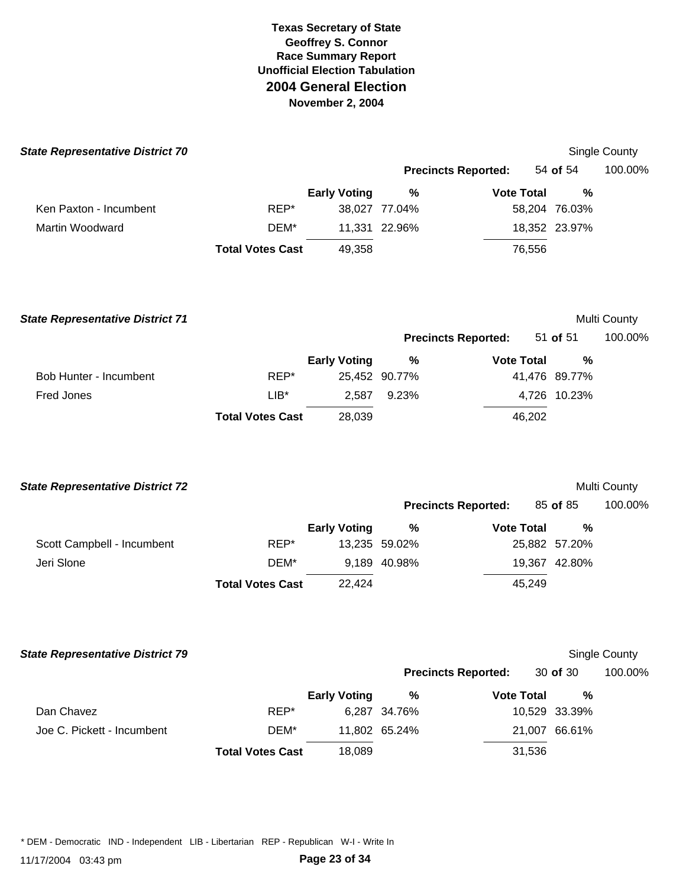# Texas Secretary of State
## Geoffrey S. Connor
### Race Summary Report
### Unofficial Election Tabulation
## 2004 General Election
### November 2, 2004

**State Representative District 70** — Single County

**Precincts Reported:** 54 **of** 54 — 100.00%

| | | Early Voting | % | Vote Total | % |
|---|---|---|---|---|---|
| Ken Paxton - Incumbent | REP* | 38,027 | 77.04% | 58,204 | 76.03% |
| Martin Woodward | DEM* | 11,331 | 22.96% | 18,352 | 23.97% |
| | **Total Votes Cast** | 49,358 | | 76,556 | |

**State Representative District 71** — Multi County

**Precincts Reported:** 51 **of** 51 — 100.00%

| | | Early Voting | % | Vote Total | % |
|---|---|---|---|---|---|
| Bob Hunter - Incumbent | REP* | 25,452 | 90.77% | 41,476 | 89.77% |
| Fred Jones | LIB* | 2,587 | 9.23% | 4,726 | 10.23% |
| | **Total Votes Cast** | 28,039 | | 46,202 | |

**State Representative District 72** — Multi County

**Precincts Reported:** 85 **of** 85 — 100.00%

| | | Early Voting | % | Vote Total | % |
|---|---|---|---|---|---|
| Scott Campbell - Incumbent | REP* | 13,235 | 59.02% | 25,882 | 57.20% |
| Jeri Slone | DEM* | 9,189 | 40.98% | 19,367 | 42.80% |
| | **Total Votes Cast** | 22,424 | | 45,249 | |

**State Representative District 79** — Single County

**Precincts Reported:** 30 **of** 30 — 100.00%

| | | Early Voting | % | Vote Total | % |
|---|---|---|---|---|---|
| Dan Chavez | REP* | 6,287 | 34.76% | 10,529 | 33.39% |
| Joe C. Pickett - Incumbent | DEM* | 11,802 | 65.24% | 21,007 | 66.61% |
| | **Total Votes Cast** | 18,089 | | 31,536 | |

* DEM - Democratic IND - Independent LIB - Libertarian REP - Republican W-I - Write In

11/17/2004 03:43 pm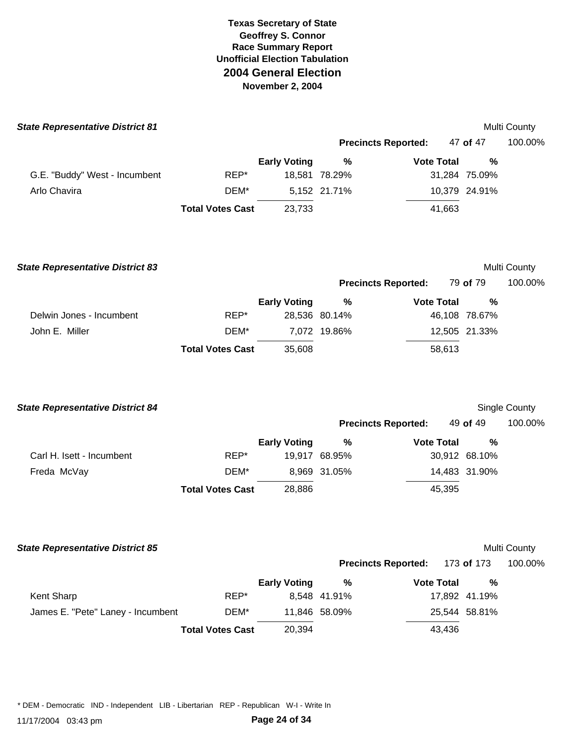**Texas Secretary of State**
**Geoffrey S. Connor**
**Race Summary Report**
**Unofficial Election Tabulation**
## 2004 General Election
**November 2, 2004**

### State Representative District 81

Multi County

**Precincts Reported:** 47 **of** 47 100.00%

| | | Early Voting | % | Vote Total | % |
|---|---|---|---|---|---|
| G.E. "Buddy" West - Incumbent | REP* | 18,581 | 78.29% | 31,284 | 75.09% |
| Arlo Chavira | DEM* | 5,152 | 21.71% | 10,379 | 24.91% |
| | **Total Votes Cast** | 23,733 | | 41,663 | |

### State Representative District 83

Multi County

**Precincts Reported:** 79 **of** 79 100.00%

| | | Early Voting | % | Vote Total | % |
|---|---|---|---|---|---|
| Delwin Jones - Incumbent | REP* | 28,536 | 80.14% | 46,108 | 78.67% |
| John E. Miller | DEM* | 7,072 | 19.86% | 12,505 | 21.33% |
| | **Total Votes Cast** | 35,608 | | 58,613 | |

### State Representative District 84

Single County

**Precincts Reported:** 49 **of** 49 100.00%

| | | Early Voting | % | Vote Total | % |
|---|---|---|---|---|---|
| Carl H. Isett - Incumbent | REP* | 19,917 | 68.95% | 30,912 | 68.10% |
| Freda McVay | DEM* | 8,969 | 31.05% | 14,483 | 31.90% |
| | **Total Votes Cast** | 28,886 | | 45,395 | |

### State Representative District 85

Multi County

**Precincts Reported:** 173 **of** 173 100.00%

| | | Early Voting | % | Vote Total | % |
|---|---|---|---|---|---|
| Kent Sharp | REP* | 8,548 | 41.91% | 17,892 | 41.19% |
| James E. "Pete" Laney - Incumbent | DEM* | 11,846 | 58.09% | 25,544 | 58.81% |
| | **Total Votes Cast** | 20,394 | | 43,436 | |

* DEM - Democratic IND - Independent LIB - Libertarian REP - Republican W-I - Write In

11/17/2004 03:43 pm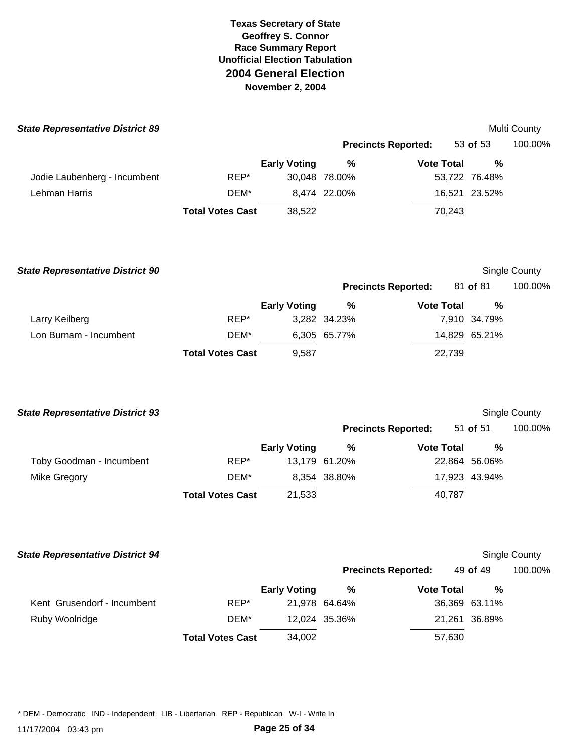**Texas Secretary of State**
**Geoffrey S. Connor**
**Race Summary Report**
**Unofficial Election Tabulation**

## 2004 General Election

**November 2, 2004**

### *State Representative District 89*

Multi County

**Precincts Reported:** 53 **of** 53 100.00%

| Candidate | Party | Early Voting | % | Vote Total | % |
|---|---|---|---|---|---|
| Jodie Laubenberg - Incumbent | REP* | 30,048 | 78.00% | 53,722 | 76.48% |
| Lehman Harris | DEM* | 8,474 | 22.00% | 16,521 | 23.52% |
| | **Total Votes Cast** | 38,522 | | 70,243 | |

### *State Representative District 90*

Single County

**Precincts Reported:** 81 **of** 81 100.00%

| Candidate | Party | Early Voting | % | Vote Total | % |
|---|---|---|---|---|---|
| Larry Keilberg | REP* | 3,282 | 34.23% | 7,910 | 34.79% |
| Lon Burnam - Incumbent | DEM* | 6,305 | 65.77% | 14,829 | 65.21% |
| | **Total Votes Cast** | 9,587 | | 22,739 | |

### *State Representative District 93*

Single County

**Precincts Reported:** 51 **of** 51 100.00%

| Candidate | Party | Early Voting | % | Vote Total | % |
|---|---|---|---|---|---|
| Toby Goodman - Incumbent | REP* | 13,179 | 61.20% | 22,864 | 56.06% |
| Mike Gregory | DEM* | 8,354 | 38.80% | 17,923 | 43.94% |
| | **Total Votes Cast** | 21,533 | | 40,787 | |

### *State Representative District 94*

Single County

**Precincts Reported:** 49 **of** 49 100.00%

| Candidate | Party | Early Voting | % | Vote Total | % |
|---|---|---|---|---|---|
| Kent Grusendorf - Incumbent | REP* | 21,978 | 64.64% | 36,369 | 63.11% |
| Ruby Woolridge | DEM* | 12,024 | 35.36% | 21,261 | 36.89% |
| | **Total Votes Cast** | 34,002 | | 57,630 | |

* DEM - Democratic IND - Independent LIB - Libertarian REP - Republican W-I - Write In

11/17/2004 03:43 pm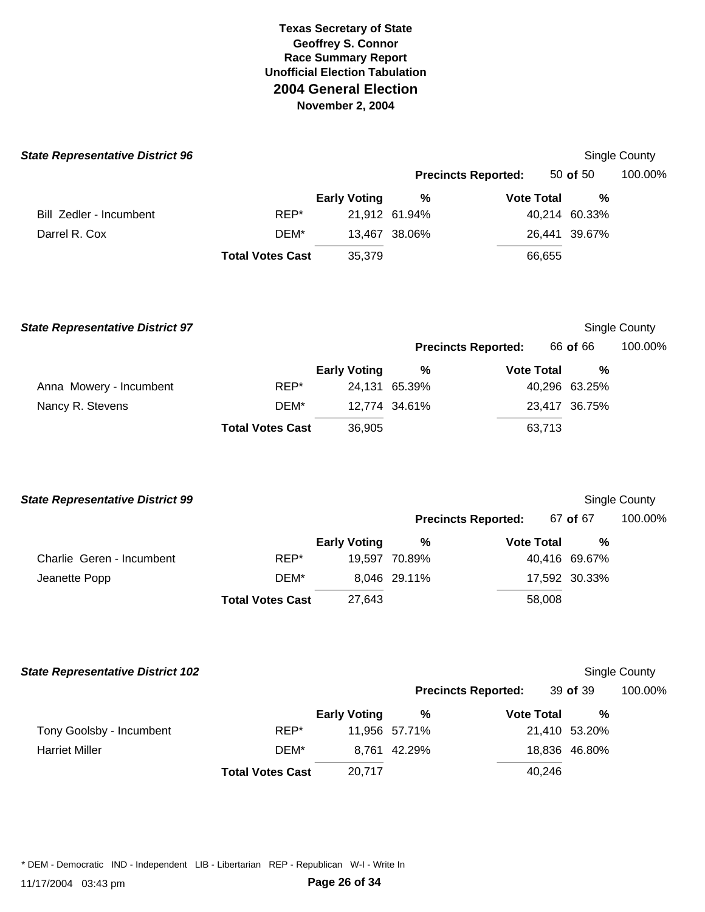# Texas Secretary of State
## Geoffrey S. Connor
## Race Summary Report
## Unofficial Election Tabulation
# 2004 General Election
## November 2, 2004

### *State Representative District 96*

Single County

**Precincts Reported:** 50 **of** 50 — 100.00%

| | | Early Voting | % | Vote Total | % |
|---|---|---|---|---|---|
| Bill Zedler - Incumbent | REP* | 21,912 | 61.94% | 40,214 | 60.33% |
| Darrel R. Cox | DEM* | 13,467 | 38.06% | 26,441 | 39.67% |
| | **Total Votes Cast** | 35,379 | | 66,655 | |

### *State Representative District 97*

Single County

**Precincts Reported:** 66 **of** 66 — 100.00%

| | | Early Voting | % | Vote Total | % |
|---|---|---|---|---|---|
| Anna Mowery - Incumbent | REP* | 24,131 | 65.39% | 40,296 | 63.25% |
| Nancy R. Stevens | DEM* | 12,774 | 34.61% | 23,417 | 36.75% |
| | **Total Votes Cast** | 36,905 | | 63,713 | |

### *State Representative District 99*

Single County

**Precincts Reported:** 67 **of** 67 — 100.00%

| | | Early Voting | % | Vote Total | % |
|---|---|---|---|---|---|
| Charlie Geren - Incumbent | REP* | 19,597 | 70.89% | 40,416 | 69.67% |
| Jeanette Popp | DEM* | 8,046 | 29.11% | 17,592 | 30.33% |
| | **Total Votes Cast** | 27,643 | | 58,008 | |

### *State Representative District 102*

Single County

**Precincts Reported:** 39 **of** 39 — 100.00%

| | | Early Voting | % | Vote Total | % |
|---|---|---|---|---|---|
| Tony Goolsby - Incumbent | REP* | 11,956 | 57.71% | 21,410 | 53.20% |
| Harriet Miller | DEM* | 8,761 | 42.29% | 18,836 | 46.80% |
| | **Total Votes Cast** | 20,717 | | 40,246 | |

* DEM - Democratic IND - Independent LIB - Libertarian REP - Republican W-I - Write In

11/17/2004 03:43 pm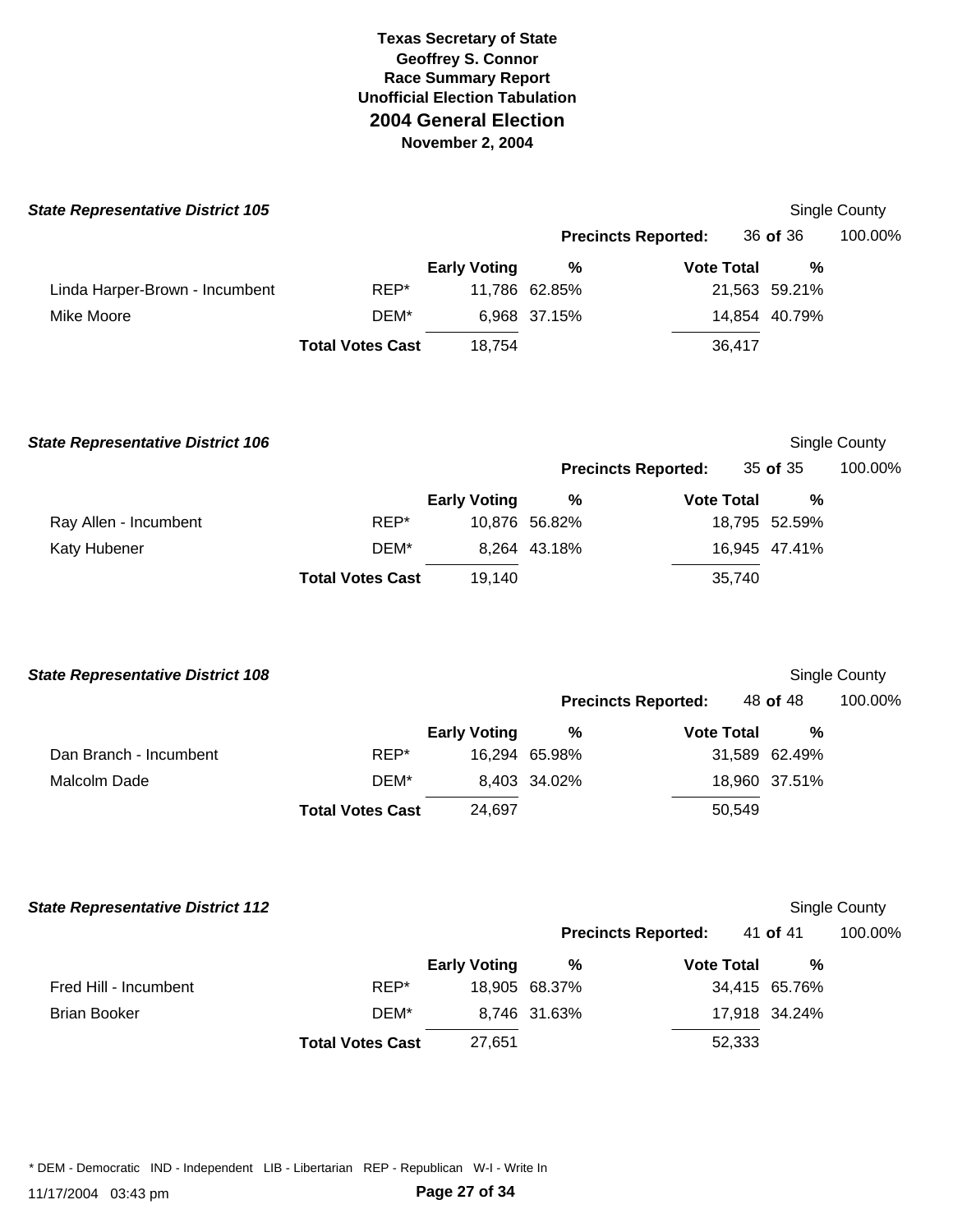**Texas Secretary of State**
**Geoffrey S. Connor**
**Race Summary Report**
**Unofficial Election Tabulation**

# 2004 General Election

**November 2, 2004**

### *State Representative District 105*

Single County

**Precincts Reported:** 36 **of** 36 100.00%

| | | Early Voting | % | Vote Total | % |
|---|---|---|---|---|---|
| Linda Harper-Brown - Incumbent | REP* | 11,786 | 62.85% | 21,563 | 59.21% |
| Mike Moore | DEM* | 6,968 | 37.15% | 14,854 | 40.79% |
| | **Total Votes Cast** | 18,754 | | 36,417 | |

### *State Representative District 106*

Single County

**Precincts Reported:** 35 **of** 35 100.00%

| | | Early Voting | % | Vote Total | % |
|---|---|---|---|---|---|
| Ray Allen - Incumbent | REP* | 10,876 | 56.82% | 18,795 | 52.59% |
| Katy Hubener | DEM* | 8,264 | 43.18% | 16,945 | 47.41% |
| | **Total Votes Cast** | 19,140 | | 35,740 | |

### *State Representative District 108*

Single County

**Precincts Reported:** 48 **of** 48 100.00%

| | | Early Voting | % | Vote Total | % |
|---|---|---|---|---|---|
| Dan Branch - Incumbent | REP* | 16,294 | 65.98% | 31,589 | 62.49% |
| Malcolm Dade | DEM* | 8,403 | 34.02% | 18,960 | 37.51% |
| | **Total Votes Cast** | 24,697 | | 50,549 | |

### *State Representative District 112*

Single County

**Precincts Reported:** 41 **of** 41 100.00%

| | | Early Voting | % | Vote Total | % |
|---|---|---|---|---|---|
| Fred Hill - Incumbent | REP* | 18,905 | 68.37% | 34,415 | 65.76% |
| Brian Booker | DEM* | 8,746 | 31.63% | 17,918 | 34.24% |
| | **Total Votes Cast** | 27,651 | | 52,333 | |

* DEM - Democratic IND - Independent LIB - Libertarian REP - Republican W-I - Write In

11/17/2004 03:43 pm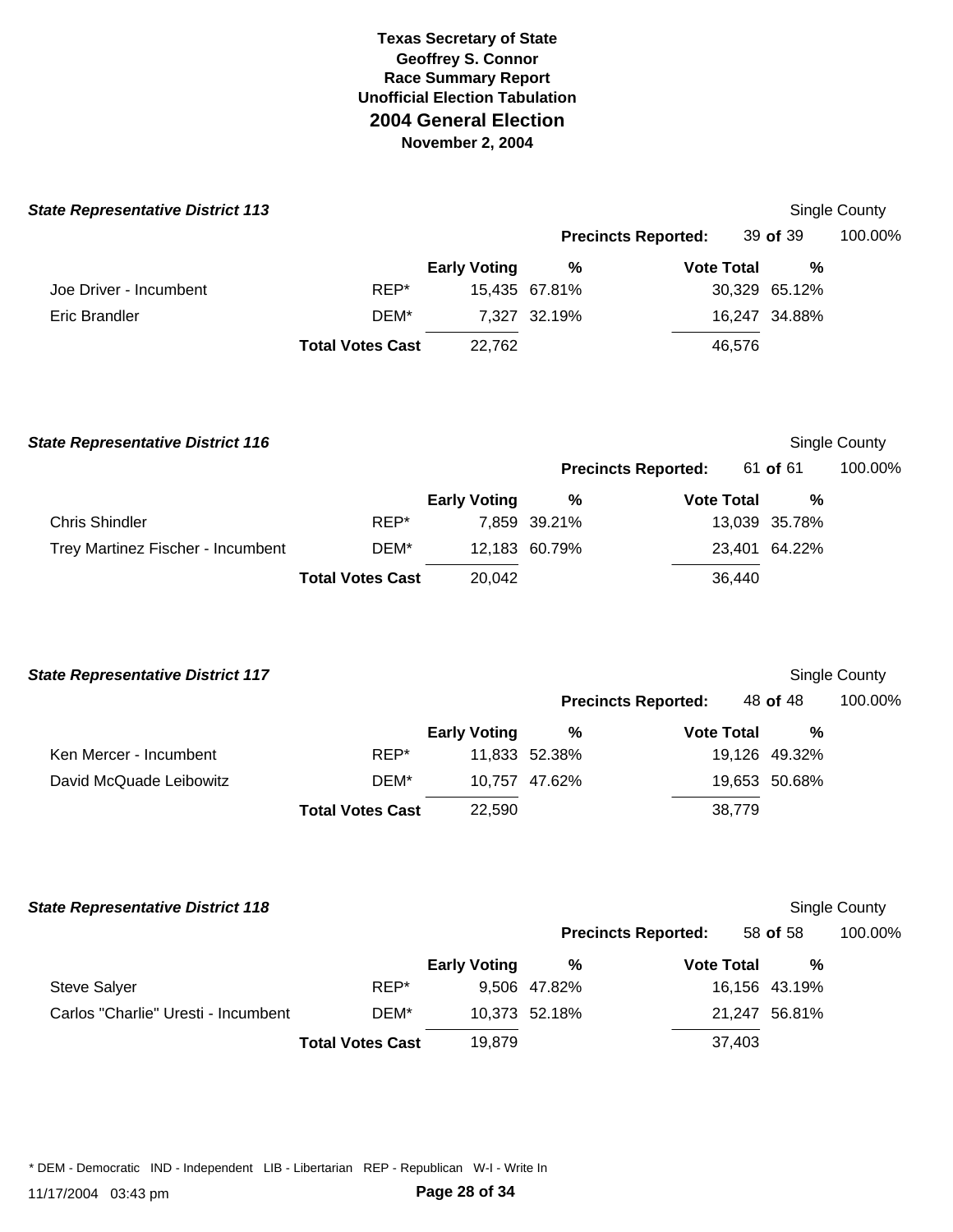# Texas Secretary of State
## Geoffrey S. Connor
### Race Summary Report
### Unofficial Election Tabulation
## 2004 General Election
### November 2, 2004

**State Representative District 113** — Single County

**Precincts Reported:** 39 **of** 39 — 100.00%

| Candidate | Party | Early Voting | % | Vote Total | % |
|---|---|---|---|---|---|
| Joe Driver - Incumbent | REP* | 15,435 | 67.81% | 30,329 | 65.12% |
| Eric Brandler | DEM* | 7,327 | 32.19% | 16,247 | 34.88% |
| | **Total Votes Cast** | 22,762 | | 46,576 | |

**State Representative District 116** — Single County

**Precincts Reported:** 61 **of** 61 — 100.00%

| Candidate | Party | Early Voting | % | Vote Total | % |
|---|---|---|---|---|---|
| Chris Shindler | REP* | 7,859 | 39.21% | 13,039 | 35.78% |
| Trey Martinez Fischer - Incumbent | DEM* | 12,183 | 60.79% | 23,401 | 64.22% |
| | **Total Votes Cast** | 20,042 | | 36,440 | |

**State Representative District 117** — Single County

**Precincts Reported:** 48 **of** 48 — 100.00%

| Candidate | Party | Early Voting | % | Vote Total | % |
|---|---|---|---|---|---|
| Ken Mercer - Incumbent | REP* | 11,833 | 52.38% | 19,126 | 49.32% |
| David McQuade Leibowitz | DEM* | 10,757 | 47.62% | 19,653 | 50.68% |
| | **Total Votes Cast** | 22,590 | | 38,779 | |

**State Representative District 118** — Single County

**Precincts Reported:** 58 **of** 58 — 100.00%

| Candidate | Party | Early Voting | % | Vote Total | % |
|---|---|---|---|---|---|
| Steve Salyer | REP* | 9,506 | 47.82% | 16,156 | 43.19% |
| Carlos "Charlie" Uresti - Incumbent | DEM* | 10,373 | 52.18% | 21,247 | 56.81% |
| | **Total Votes Cast** | 19,879 | | 37,403 | |

* DEM - Democratic IND - Independent LIB - Libertarian REP - Republican W-I - Write In

11/17/2004 03:43 pm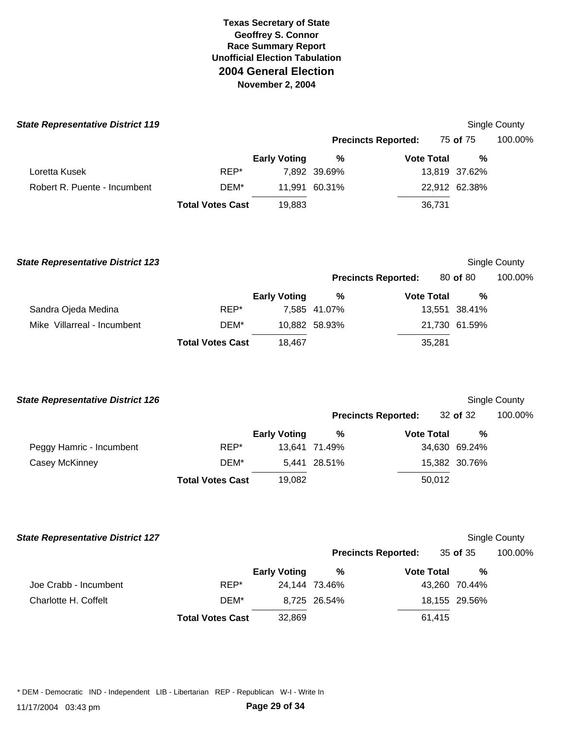**Texas Secretary of State**
**Geoffrey S. Connor**
**Race Summary Report**
**Unofficial Election Tabulation**
# 2004 General Election
**November 2, 2004**

### State Representative District 119

Single County

**Precincts Reported:** 75 **of** 75 100.00%

| | | Early Voting | % | Vote Total | % |
|---|---|---|---|---|---|
| Loretta Kusek | REP* | 7,892 | 39.69% | 13,819 | 37.62% |
| Robert R. Puente - Incumbent | DEM* | 11,991 | 60.31% | 22,912 | 62.38% |
| | **Total Votes Cast** | 19,883 | | 36,731 | |

### State Representative District 123

Single County

**Precincts Reported:** 80 **of** 80 100.00%

| | | Early Voting | % | Vote Total | % |
|---|---|---|---|---|---|
| Sandra Ojeda Medina | REP* | 7,585 | 41.07% | 13,551 | 38.41% |
| Mike Villarreal - Incumbent | DEM* | 10,882 | 58.93% | 21,730 | 61.59% |
| | **Total Votes Cast** | 18,467 | | 35,281 | |

### State Representative District 126

Single County

**Precincts Reported:** 32 **of** 32 100.00%

| | | Early Voting | % | Vote Total | % |
|---|---|---|---|---|---|
| Peggy Hamric - Incumbent | REP* | 13,641 | 71.49% | 34,630 | 69.24% |
| Casey McKinney | DEM* | 5,441 | 28.51% | 15,382 | 30.76% |
| | **Total Votes Cast** | 19,082 | | 50,012 | |

### State Representative District 127

Single County

**Precincts Reported:** 35 **of** 35 100.00%

| | | Early Voting | % | Vote Total | % |
|---|---|---|---|---|---|
| Joe Crabb - Incumbent | REP* | 24,144 | 73.46% | 43,260 | 70.44% |
| Charlotte H. Coffelt | DEM* | 8,725 | 26.54% | 18,155 | 29.56% |
| | **Total Votes Cast** | 32,869 | | 61,415 | |

* DEM - Democratic IND - Independent LIB - Libertarian REP - Republican W-I - Write In

11/17/2004 03:43 pm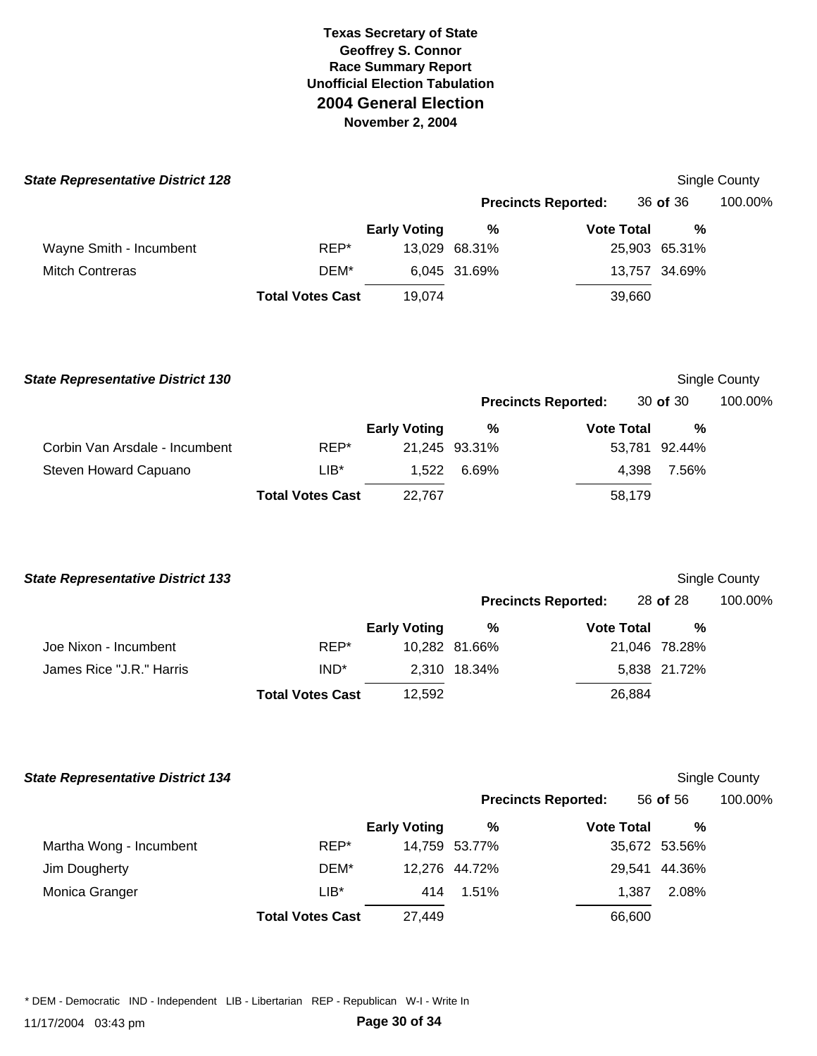**Texas Secretary of State**
**Geoffrey S. Connor**
**Race Summary Report**
**Unofficial Election Tabulation**
## 2004 General Election
**November 2, 2004**

### *State Representative District 128*

Single County

**Precincts Reported:** 36 **of** 36 100.00%

| | | Early Voting | % | Vote Total | % |
|---|---|---|---|---|---|
| Wayne Smith - Incumbent | REP* | 13,029 | 68.31% | 25,903 | 65.31% |
| Mitch Contreras | DEM* | 6,045 | 31.69% | 13,757 | 34.69% |
| | **Total Votes Cast** | 19,074 | | 39,660 | |

### *State Representative District 130*

Single County

**Precincts Reported:** 30 **of** 30 100.00%

| | | Early Voting | % | Vote Total | % |
|---|---|---|---|---|---|
| Corbin Van Arsdale - Incumbent | REP* | 21,245 | 93.31% | 53,781 | 92.44% |
| Steven Howard Capuano | LIB* | 1,522 | 6.69% | 4,398 | 7.56% |
| | **Total Votes Cast** | 22,767 | | 58,179 | |

### *State Representative District 133*

Single County

**Precincts Reported:** 28 **of** 28 100.00%

| | | Early Voting | % | Vote Total | % |
|---|---|---|---|---|---|
| Joe Nixon - Incumbent | REP* | 10,282 | 81.66% | 21,046 | 78.28% |
| James Rice "J.R." Harris | IND* | 2,310 | 18.34% | 5,838 | 21.72% |
| | **Total Votes Cast** | 12,592 | | 26,884 | |

### *State Representative District 134*

Single County

**Precincts Reported:** 56 **of** 56 100.00%

| | | Early Voting | % | Vote Total | % |
|---|---|---|---|---|---|
| Martha Wong - Incumbent | REP* | 14,759 | 53.77% | 35,672 | 53.56% |
| Jim Dougherty | DEM* | 12,276 | 44.72% | 29,541 | 44.36% |
| Monica Granger | LIB* | 414 | 1.51% | 1,387 | 2.08% |
| | **Total Votes Cast** | 27,449 | | 66,600 | |

* DEM - Democratic IND - Independent LIB - Libertarian REP - Republican W-I - Write In

11/17/2004 03:43 pm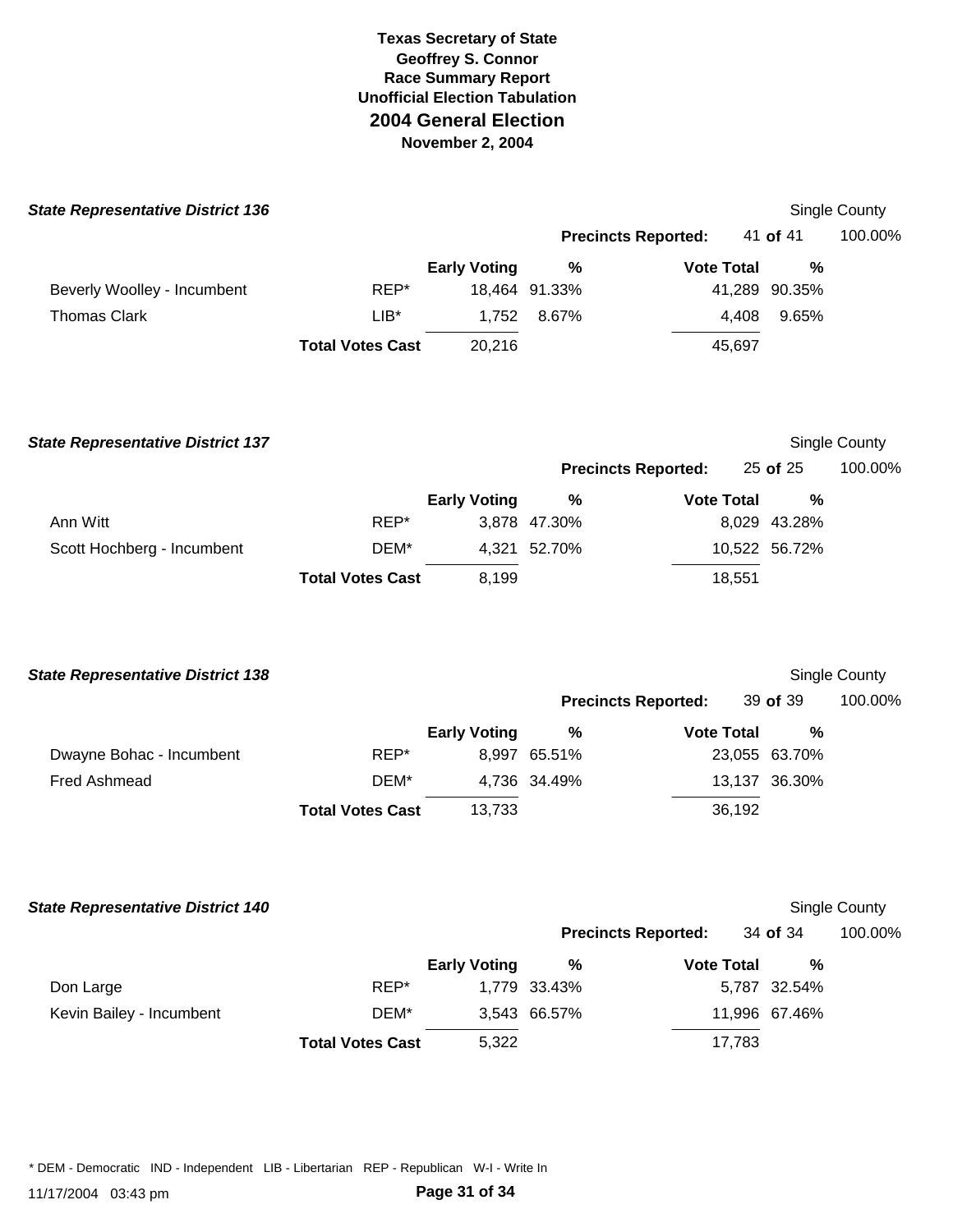# Texas Secretary of State
**Geoffrey S. Connor**
**Race Summary Report**
**Unofficial Election Tabulation**
## 2004 General Election
**November 2, 2004**

### *State Representative District 136*

Single County

**Precincts Reported:** 41 **of** 41 100.00%

| | | Early Voting | % | Vote Total | % |
|---|---|---|---|---|---|
| Beverly Woolley - Incumbent | REP* | 18,464 | 91.33% | 41,289 | 90.35% |
| Thomas Clark | LIB* | 1,752 | 8.67% | 4,408 | 9.65% |
| | **Total Votes Cast** | 20,216 | | 45,697 | |

### *State Representative District 137*

Single County

**Precincts Reported:** 25 **of** 25 100.00%

| | | Early Voting | % | Vote Total | % |
|---|---|---|---|---|---|
| Ann Witt | REP* | 3,878 | 47.30% | 8,029 | 43.28% |
| Scott Hochberg - Incumbent | DEM* | 4,321 | 52.70% | 10,522 | 56.72% |
| | **Total Votes Cast** | 8,199 | | 18,551 | |

### *State Representative District 138*

Single County

**Precincts Reported:** 39 **of** 39 100.00%

| | | Early Voting | % | Vote Total | % |
|---|---|---|---|---|---|
| Dwayne Bohac - Incumbent | REP* | 8,997 | 65.51% | 23,055 | 63.70% |
| Fred Ashmead | DEM* | 4,736 | 34.49% | 13,137 | 36.30% |
| | **Total Votes Cast** | 13,733 | | 36,192 | |

### *State Representative District 140*

Single County

**Precincts Reported:** 34 **of** 34 100.00%

| | | Early Voting | % | Vote Total | % |
|---|---|---|---|---|---|
| Don Large | REP* | 1,779 | 33.43% | 5,787 | 32.54% |
| Kevin Bailey - Incumbent | DEM* | 3,543 | 66.57% | 11,996 | 67.46% |
| | **Total Votes Cast** | 5,322 | | 17,783 | |

* DEM - Democratic IND - Independent LIB - Libertarian REP - Republican W-I - Write In

11/17/2004 03:43 pm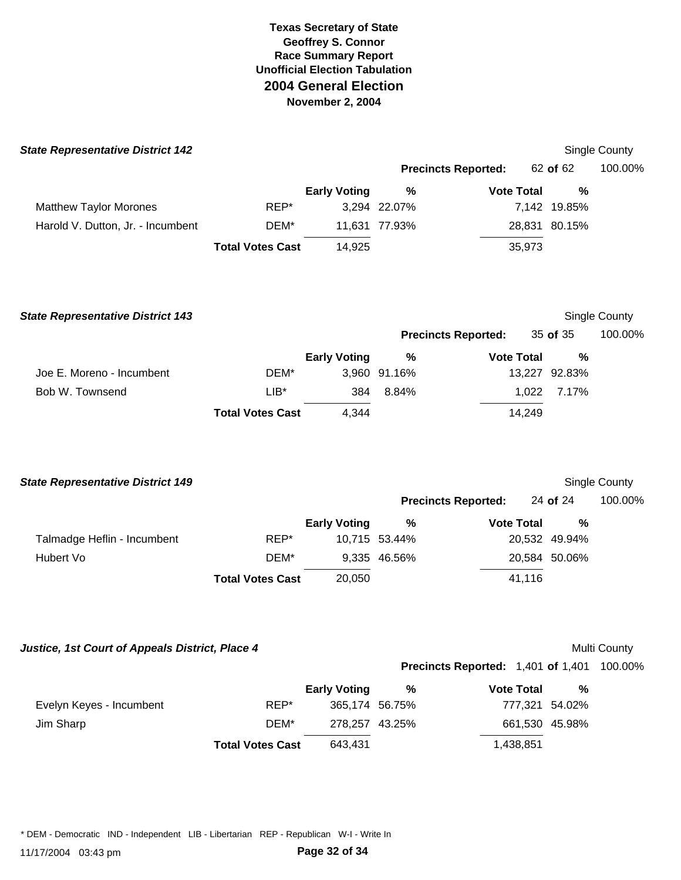**Texas Secretary of State**
**Geoffrey S. Connor**
**Race Summary Report**
**Unofficial Election Tabulation**
## 2004 General Election
**November 2, 2004**

### *State Representative District 142*

Single County

**Precincts Reported:** 62 **of** 62 100.00%

| | | Early Voting | % | Vote Total | % |
|---|---|---|---|---|---|
| Matthew Taylor Morones | REP* | 3,294 | 22.07% | 7,142 | 19.85% |
| Harold V. Dutton, Jr. - Incumbent | DEM* | 11,631 | 77.93% | 28,831 | 80.15% |
| | **Total Votes Cast** | 14,925 | | 35,973 | |

### *State Representative District 143*

Single County

**Precincts Reported:** 35 **of** 35 100.00%

| | | Early Voting | % | Vote Total | % |
|---|---|---|---|---|---|
| Joe E. Moreno - Incumbent | DEM* | 3,960 | 91.16% | 13,227 | 92.83% |
| Bob W. Townsend | LIB* | 384 | 8.84% | 1,022 | 7.17% |
| | **Total Votes Cast** | 4,344 | | 14,249 | |

### *State Representative District 149*

Single County

**Precincts Reported:** 24 **of** 24 100.00%

| | | Early Voting | % | Vote Total | % |
|---|---|---|---|---|---|
| Talmadge Heflin - Incumbent | REP* | 10,715 | 53.44% | 20,532 | 49.94% |
| Hubert Vo | DEM* | 9,335 | 46.56% | 20,584 | 50.06% |
| | **Total Votes Cast** | 20,050 | | 41,116 | |

### *Justice, 1st Court of Appeals District, Place 4*

Multi County

**Precincts Reported:** 1,401 **of** 1,401 100.00%

| | | Early Voting | % | Vote Total | % |
|---|---|---|---|---|---|
| Evelyn Keyes - Incumbent | REP* | 365,174 | 56.75% | 777,321 | 54.02% |
| Jim Sharp | DEM* | 278,257 | 43.25% | 661,530 | 45.98% |
| | **Total Votes Cast** | 643,431 | | 1,438,851 | |

* DEM - Democratic IND - Independent LIB - Libertarian REP - Republican W-I - Write In

11/17/2004 03:43 pm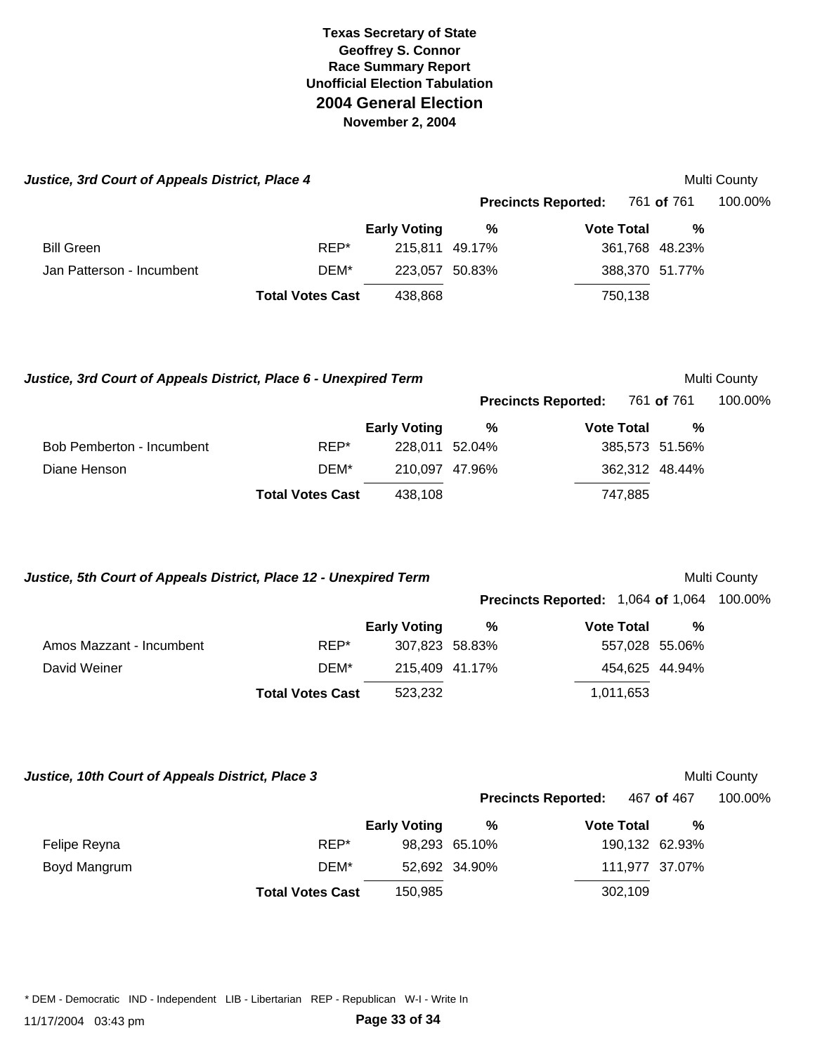# Texas Secretary of State
## Geoffrey S. Connor
### Race Summary Report
### Unofficial Election Tabulation
## 2004 General Election
### November 2, 2004

### *Justice, 3rd Court of Appeals District, Place 4*

Multi County

**Precincts Reported:** 761 **of** 761 100.00%

| | | Early Voting | % | Vote Total | % |
|---|---|---|---|---|---|
| Bill Green | REP* | 215,811 | 49.17% | 361,768 | 48.23% |
| Jan Patterson - Incumbent | DEM* | 223,057 | 50.83% | 388,370 | 51.77% |
| | **Total Votes Cast** | 438,868 | | 750,138 | |

### *Justice, 3rd Court of Appeals District, Place 6 - Unexpired Term*

Multi County

**Precincts Reported:** 761 **of** 761 100.00%

| | | Early Voting | % | Vote Total | % |
|---|---|---|---|---|---|
| Bob Pemberton - Incumbent | REP* | 228,011 | 52.04% | 385,573 | 51.56% |
| Diane Henson | DEM* | 210,097 | 47.96% | 362,312 | 48.44% |
| | **Total Votes Cast** | 438,108 | | 747,885 | |

### *Justice, 5th Court of Appeals District, Place 12 - Unexpired Term*

Multi County

**Precincts Reported:** 1,064 **of** 1,064 100.00%

| | | Early Voting | % | Vote Total | % |
|---|---|---|---|---|---|
| Amos Mazzant - Incumbent | REP* | 307,823 | 58.83% | 557,028 | 55.06% |
| David Weiner | DEM* | 215,409 | 41.17% | 454,625 | 44.94% |
| | **Total Votes Cast** | 523,232 | | 1,011,653 | |

### *Justice, 10th Court of Appeals District, Place 3*

Multi County

**Precincts Reported:** 467 **of** 467 100.00%

| | | Early Voting | % | Vote Total | % |
|---|---|---|---|---|---|
| Felipe Reyna | REP* | 98,293 | 65.10% | 190,132 | 62.93% |
| Boyd Mangrum | DEM* | 52,692 | 34.90% | 111,977 | 37.07% |
| | **Total Votes Cast** | 150,985 | | 302,109 | |

* DEM - Democratic IND - Independent LIB - Libertarian REP - Republican W-I - Write In

11/17/2004 03:43 pm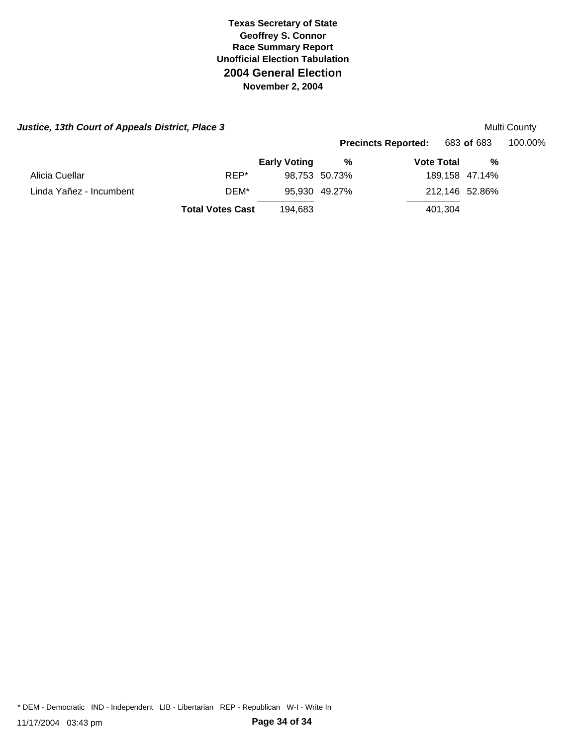**Texas Secretary of State**
**Geoffrey S. Connor**
**Race Summary Report**
**Unofficial Election Tabulation**

## 2004 General Election

**November 2, 2004**

### *Justice, 13th Court of Appeals District, Place 3*

Multi County

**Precincts Reported:** 683 **of** 683 100.00%

| | | Early Voting | % | Vote Total | % |
|---|---|---|---|---|---|
| Alicia Cuellar | REP* | 98,753 | 50.73% | 189,158 | 47.14% |
| Linda Yañez - Incumbent | DEM* | 95,930 | 49.27% | 212,146 | 52.86% |
| | **Total Votes Cast** | 194,683 | | 401,304 | |

* DEM - Democratic IND - Independent LIB - Libertarian REP - Republican W-I - Write In

11/17/2004 03:43 pm